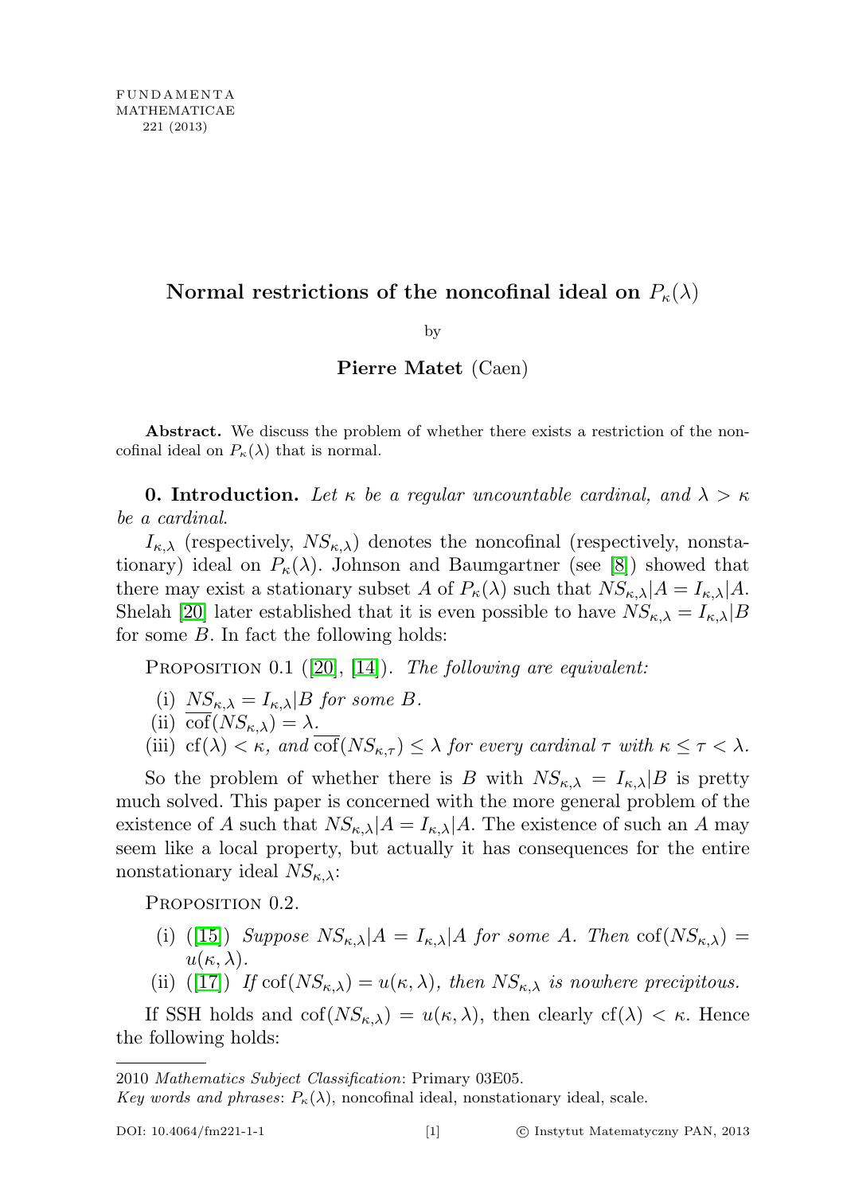# Normal restrictions of the noncofinal ideal on $P_\kappa(\lambda)$

by

**Pierre Matet** (Caen)

**Abstract.** We discuss the problem of whether there exists a restriction of the noncofinal ideal on $P_\kappa(\lambda)$ that is normal.

**0. Introduction.** *Let $\kappa$ be a regular uncountable cardinal, and $\lambda > \kappa$ be a cardinal.*

$I_{\kappa,\lambda}$ (respectively, $NS_{\kappa,\lambda}$) denotes the noncofinal (respectively, nonstationary) ideal on $P_\kappa(\lambda)$. Johnson and Baumgartner (see [8]) showed that there may exist a stationary subset $A$ of $P_\kappa(\lambda)$ such that $NS_{\kappa,\lambda}|A = I_{\kappa,\lambda}|A$. Shelah [20] later established that it is even possible to have $NS_{\kappa,\lambda} = I_{\kappa,\lambda}|B$ for some $B$. In fact the following holds:

Proposition 0.1 ([20], [14]). *The following are equivalent:*

(i) *$NS_{\kappa,\lambda} = I_{\kappa,\lambda}|B$ for some $B$.*
(ii) *$\overline{\mathrm{cof}}(NS_{\kappa,\lambda}) = \lambda$.*
(iii) *$\mathrm{cf}(\lambda) < \kappa$, and $\overline{\mathrm{cof}}(NS_{\kappa,\tau}) \leq \lambda$ for every cardinal $\tau$ with $\kappa \leq \tau < \lambda$.*

So the problem of whether there is $B$ with $NS_{\kappa,\lambda} = I_{\kappa,\lambda}|B$ is pretty much solved. This paper is concerned with the more general problem of the existence of $A$ such that $NS_{\kappa,\lambda}|A = I_{\kappa,\lambda}|A$. The existence of such an $A$ may seem like a local property, but actually it has consequences for the entire nonstationary ideal $NS_{\kappa,\lambda}$:

Proposition 0.2.

(i) ([15]) *Suppose $NS_{\kappa,\lambda}|A = I_{\kappa,\lambda}|A$ for some $A$. Then $\mathrm{cof}(NS_{\kappa,\lambda}) = u(\kappa,\lambda)$.*
(ii) ([17]) *If $\mathrm{cof}(NS_{\kappa,\lambda}) = u(\kappa,\lambda)$, then $NS_{\kappa,\lambda}$ is nowhere precipitous.*

If SSH holds and $\mathrm{cof}(NS_{\kappa,\lambda}) = u(\kappa,\lambda)$, then clearly $\mathrm{cf}(\lambda) < \kappa$. Hence the following holds:

2010 *Mathematics Subject Classification*: Primary 03E05.
*Key words and phrases*: $P_\kappa(\lambda)$, noncofinal ideal, nonstationary ideal, scale.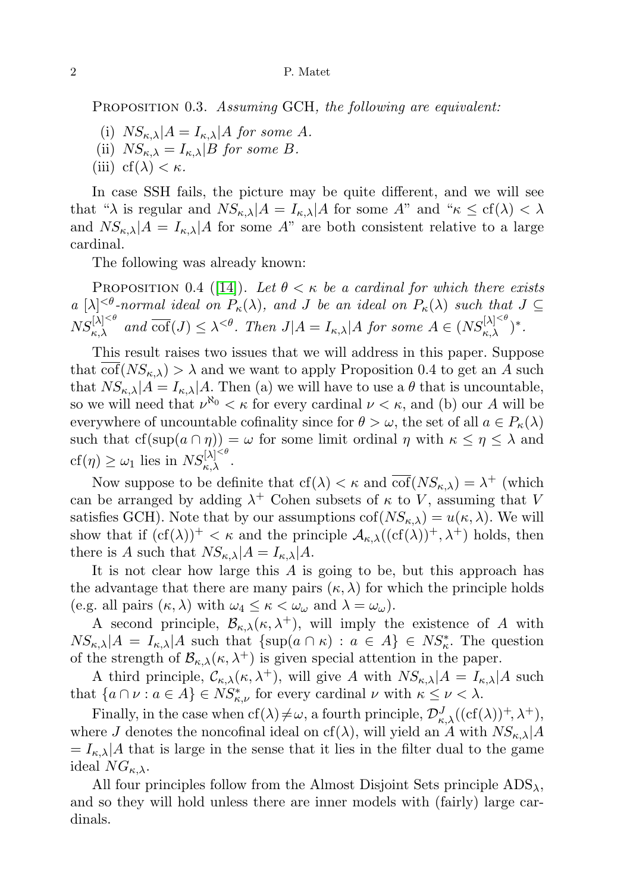Proposition 0.3. *Assuming* GCH*, the following are equivalent:*

(i) $NS_{\kappa,\lambda}|A = I_{\kappa,\lambda}|A$ *for some* $A$.
(ii) $NS_{\kappa,\lambda} = I_{\kappa,\lambda}|B$ *for some* $B$.
(iii) $\mathrm{cf}(\lambda) < \kappa$.

In case SSH fails, the picture may be quite different, and we will see that "$\lambda$ is regular and $NS_{\kappa,\lambda}|A = I_{\kappa,\lambda}|A$ for some $A$" and "$\kappa \leq \mathrm{cf}(\lambda) < \lambda$ and $NS_{\kappa,\lambda}|A = I_{\kappa,\lambda}|A$ for some $A$" are both consistent relative to a large cardinal.

The following was already known:

Proposition 0.4 ([14]). *Let* $\theta < \kappa$ *be a cardinal for which there exists a* $[\lambda]^{<\theta}$*-normal ideal on* $P_\kappa(\lambda)$*, and* $J$ *be an ideal on* $P_\kappa(\lambda)$ *such that* $J \subseteq NS_{\kappa,\lambda}^{[\lambda]^{<\theta}}$ *and* $\overline{\mathrm{cof}}(J) \leq \lambda^{<\theta}$*. Then* $J|A = I_{\kappa,\lambda}|A$ *for some* $A \in (NS_{\kappa,\lambda}^{[\lambda]^{<\theta}})^*$.

This result raises two issues that we will address in this paper. Suppose that $\overline{\mathrm{cof}}(NS_{\kappa,\lambda}) > \lambda$ and we want to apply Proposition 0.4 to get an $A$ such that $NS_{\kappa,\lambda}|A = I_{\kappa,\lambda}|A$. Then (a) we will have to use a $\theta$ that is uncountable, so we will need that $\nu^{\aleph_0} < \kappa$ for every cardinal $\nu < \kappa$, and (b) our $A$ will be everywhere of uncountable cofinality since for $\theta > \omega$, the set of all $a \in P_\kappa(\lambda)$ such that $\mathrm{cf}(\sup(a \cap \eta)) = \omega$ for some limit ordinal $\eta$ with $\kappa \leq \eta \leq \lambda$ and $\mathrm{cf}(\eta) \geq \omega_1$ lies in $NS_{\kappa,\lambda}^{[\lambda]^{<\theta}}$.

Now suppose to be definite that $\mathrm{cf}(\lambda) < \kappa$ and $\overline{\mathrm{cof}}(NS_{\kappa,\lambda}) = \lambda^+$ (which can be arranged by adding $\lambda^+$ Cohen subsets of $\kappa$ to $V$, assuming that $V$ satisfies GCH). Note that by our assumptions $\mathrm{cof}(NS_{\kappa,\lambda}) = u(\kappa,\lambda)$. We will show that if $(\mathrm{cf}(\lambda))^+ < \kappa$ and the principle $\mathcal{A}_{\kappa,\lambda}((\mathrm{cf}(\lambda))^+, \lambda^+)$ holds, then there is $A$ such that $NS_{\kappa,\lambda}|A = I_{\kappa,\lambda}|A$.

It is not clear how large this $A$ is going to be, but this approach has the advantage that there are many pairs $(\kappa,\lambda)$ for which the principle holds (e.g. all pairs $(\kappa,\lambda)$ with $\omega_4 \leq \kappa < \omega_\omega$ and $\lambda = \omega_\omega$).

A second principle, $\mathcal{B}_{\kappa,\lambda}(\kappa,\lambda^+)$, will imply the existence of $A$ with $NS_{\kappa,\lambda}|A = I_{\kappa,\lambda}|A$ such that $\{\sup(a \cap \kappa) : a \in A\} \in NS_\kappa^*$. The question of the strength of $\mathcal{B}_{\kappa,\lambda}(\kappa,\lambda^+)$ is given special attention in the paper.

A third principle, $\mathcal{C}_{\kappa,\lambda}(\kappa,\lambda^+)$, will give $A$ with $NS_{\kappa,\lambda}|A = I_{\kappa,\lambda}|A$ such that $\{a \cap \nu : a \in A\} \in NS_{\kappa,\nu}^*$ for every cardinal $\nu$ with $\kappa \leq \nu < \lambda$.

Finally, in the case when $\mathrm{cf}(\lambda) \neq \omega$, a fourth principle, $\mathcal{D}_{\kappa,\lambda}^J((\mathrm{cf}(\lambda))^+, \lambda^+)$, where $J$ denotes the noncofinal ideal on $\mathrm{cf}(\lambda)$, will yield an $A$ with $NS_{\kappa,\lambda}|A = I_{\kappa,\lambda}|A$ that is large in the sense that it lies in the filter dual to the game ideal $NG_{\kappa,\lambda}$.

All four principles follow from the Almost Disjoint Sets principle $\mathrm{ADS}_\lambda$, and so they will hold unless there are inner models with (fairly) large cardinals.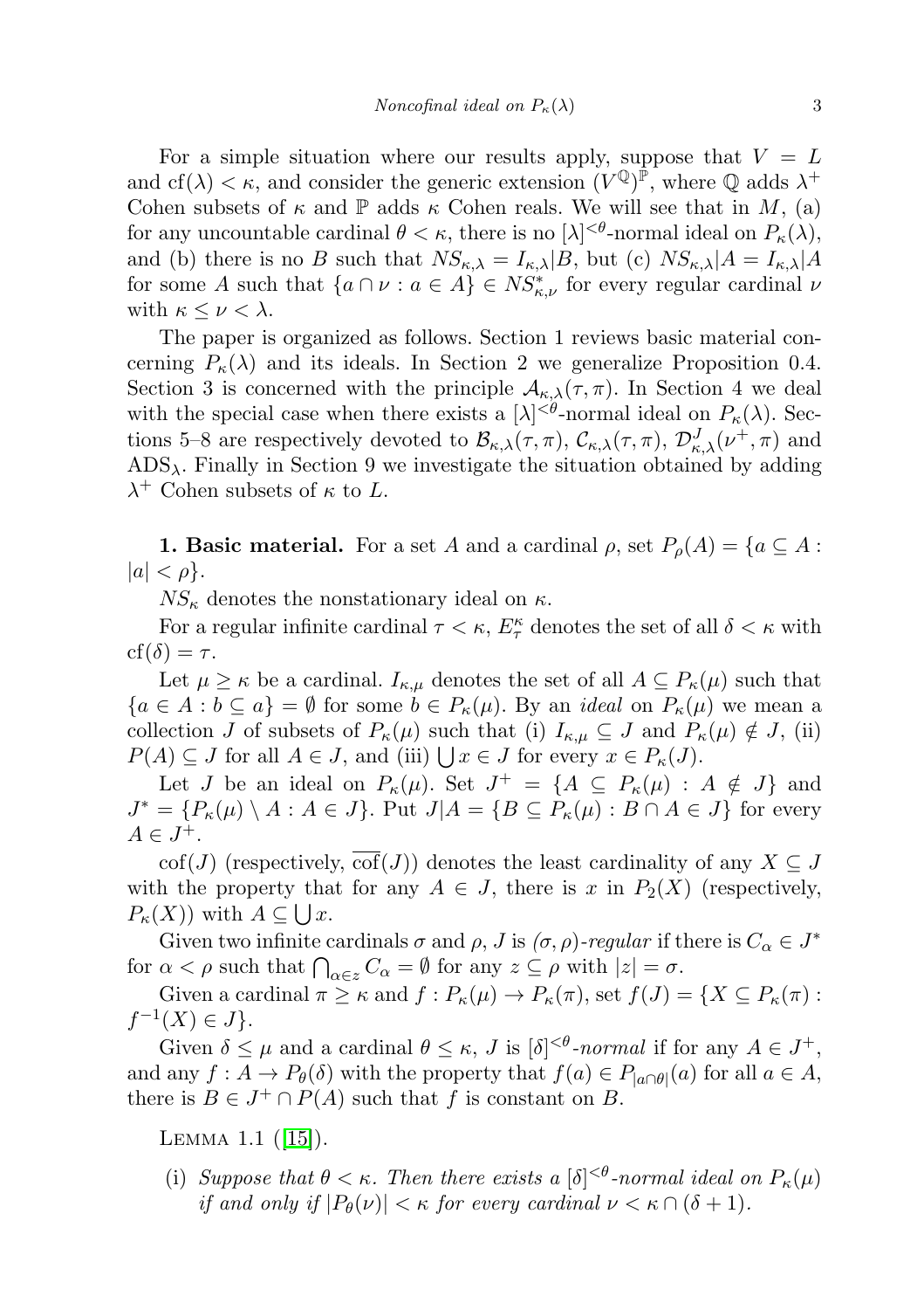For a simple situation where our results apply, suppose that $V = L$ and $\mathrm{cf}(\lambda) < \kappa$, and consider the generic extension $(V^{\mathbb{Q}})^{\mathbb{P}}$, where $\mathbb{Q}$ adds $\lambda^+$ Cohen subsets of $\kappa$ and $\mathbb{P}$ adds $\kappa$ Cohen reals. We will see that in $M$, (a) for any uncountable cardinal $\theta < \kappa$, there is no $[\lambda]^{<\theta}$-normal ideal on $P_\kappa(\lambda)$, and (b) there is no $B$ such that $NS_{\kappa,\lambda} = I_{\kappa,\lambda}|B$, but (c) $NS_{\kappa,\lambda}|A = I_{\kappa,\lambda}|A$ for some $A$ such that $\{a \cap \nu : a \in A\} \in NS^*_{\kappa,\nu}$ for every regular cardinal $\nu$ with $\kappa \leq \nu < \lambda$.

The paper is organized as follows. Section 1 reviews basic material concerning $P_\kappa(\lambda)$ and its ideals. In Section 2 we generalize Proposition 0.4. Section 3 is concerned with the principle $\mathcal{A}_{\kappa,\lambda}(\tau,\pi)$. In Section 4 we deal with the special case when there exists a $[\lambda]^{<\theta}$-normal ideal on $P_\kappa(\lambda)$. Sections 5–8 are respectively devoted to $\mathcal{B}_{\kappa,\lambda}(\tau,\pi)$, $\mathcal{C}_{\kappa,\lambda}(\tau,\pi)$, $\mathcal{D}^J_{\kappa,\lambda}(\nu^+,\pi)$ and $\mathrm{ADS}_\lambda$. Finally in Section 9 we investigate the situation obtained by adding $\lambda^+$ Cohen subsets of $\kappa$ to $L$.

**1. Basic material.** For a set $A$ and a cardinal $\rho$, set $P_\rho(A) = \{a \subseteq A : |a| < \rho\}$.

$NS_\kappa$ denotes the nonstationary ideal on $\kappa$.

For a regular infinite cardinal $\tau < \kappa$, $E^\kappa_\tau$ denotes the set of all $\delta < \kappa$ with $\mathrm{cf}(\delta) = \tau$.

Let $\mu \geq \kappa$ be a cardinal. $I_{\kappa,\mu}$ denotes the set of all $A \subseteq P_\kappa(\mu)$ such that $\{a \in A : b \subseteq a\} = \emptyset$ for some $b \in P_\kappa(\mu)$. By an *ideal* on $P_\kappa(\mu)$ we mean a collection $J$ of subsets of $P_\kappa(\mu)$ such that (i) $I_{\kappa,\mu} \subseteq J$ and $P_\kappa(\mu) \notin J$, (ii) $P(A) \subseteq J$ for all $A \in J$, and (iii) $\bigcup x \in J$ for every $x \in P_\kappa(J)$.

Let $J$ be an ideal on $P_\kappa(\mu)$. Set $J^+ = \{A \subseteq P_\kappa(\mu) : A \notin J\}$ and $J^* = \{P_\kappa(\mu) \setminus A : A \in J\}$. Put $J|A = \{B \subseteq P_\kappa(\mu) : B \cap A \in J\}$ for every $A \in J^+$.

$\mathrm{cof}(J)$ (respectively, $\overline{\mathrm{cof}}(J)$) denotes the least cardinality of any $X \subseteq J$ with the property that for any $A \in J$, there is $x$ in $P_2(X)$ (respectively, $P_\kappa(X)$) with $A \subseteq \bigcup x$.

Given two infinite cardinals $\sigma$ and $\rho$, $J$ is *$(\sigma,\rho)$-regular* if there is $C_\alpha \in J^*$ for $\alpha < \rho$ such that $\bigcap_{\alpha \in z} C_\alpha = \emptyset$ for any $z \subseteq \rho$ with $|z| = \sigma$.

Given a cardinal $\pi \geq \kappa$ and $f : P_\kappa(\mu) \to P_\kappa(\pi)$, set $f(J) = \{X \subseteq P_\kappa(\pi) : f^{-1}(X) \in J\}$.

Given $\delta \leq \mu$ and a cardinal $\theta \leq \kappa$, $J$ is *$[\delta]^{<\theta}$-normal* if for any $A \in J^+$, and any $f : A \to P_\theta(\delta)$ with the property that $f(a) \in P_{|a \cap \theta|}(a)$ for all $a \in A$, there is $B \in J^+ \cap P(A)$ such that $f$ is constant on $B$.

Lemma 1.1 ([15]).

(i) *Suppose that $\theta < \kappa$. Then there exists a $[\delta]^{<\theta}$-normal ideal on $P_\kappa(\mu)$ if and only if $|P_\theta(\nu)| < \kappa$ for every cardinal $\nu < \kappa \cap (\delta + 1)$.*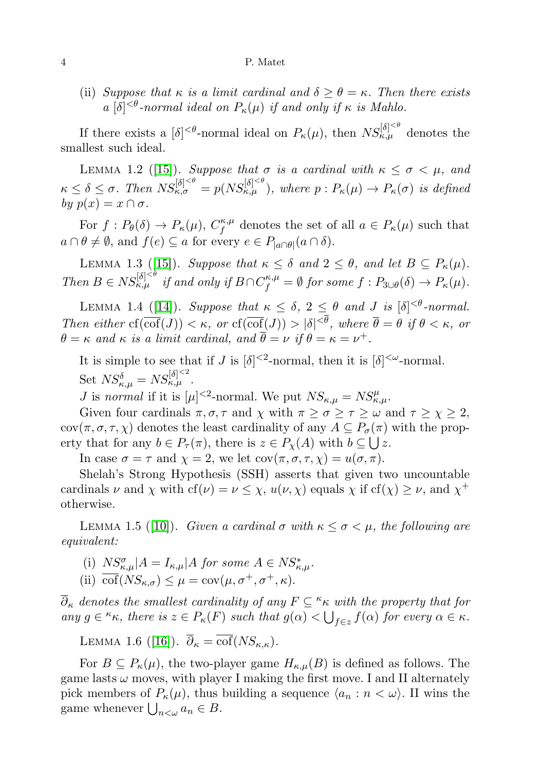(ii) *Suppose that $\kappa$ is a limit cardinal and $\delta \geq \theta = \kappa$. Then there exists a $[\delta]^{<\theta}$-normal ideal on $P_\kappa(\mu)$ if and only if $\kappa$ is Mahlo.*

If there exists a $[\delta]^{<\theta}$-normal ideal on $P_\kappa(\mu)$, then $NS_{\kappa,\mu}^{[\delta]^{<\theta}}$ denotes the smallest such ideal.

Lemma 1.2 ([15]). *Suppose that $\sigma$ is a cardinal with $\kappa \leq \sigma < \mu$, and $\kappa \leq \delta \leq \sigma$. Then $NS_{\kappa,\sigma}^{[\delta]^{<\theta}} = p(NS_{\kappa,\mu}^{[\delta]^{<\theta}})$, where $p : P_\kappa(\mu) \to P_\kappa(\sigma)$ is defined by $p(x) = x \cap \sigma$.*

For $f : P_\theta(\delta) \to P_\kappa(\mu)$, $C_f^{\kappa,\mu}$ denotes the set of all $a \in P_\kappa(\mu)$ such that $a \cap \theta \neq \emptyset$, and $f(e) \subseteq a$ for every $e \in P_{|a\cap\theta|}(a \cap \delta)$.

Lemma 1.3 ([15]). *Suppose that $\kappa \leq \delta$ and $2 \leq \theta$, and let $B \subseteq P_\kappa(\mu)$. Then $B \in NS_{\kappa,\mu}^{[\delta]^{<\theta}}$ if and only if $B \cap C_f^{\kappa,\mu} = \emptyset$ for some $f : P_{3\cup\theta}(\delta) \to P_\kappa(\mu)$.*

Lemma 1.4 ([14]). *Suppose that $\kappa \leq \delta$, $2 \leq \theta$ and $J$ is $[\delta]^{<\theta}$-normal. Then either $\mathrm{cf}(\overline{\mathrm{cof}}(J)) < \kappa$, or $\mathrm{cf}(\overline{\mathrm{cof}}(J)) > |\delta|^{<\overline{\theta}}$, where $\overline{\theta} = \theta$ if $\theta < \kappa$, or $\theta = \kappa$ and $\kappa$ is a limit cardinal, and $\overline{\theta} = \nu$ if $\theta = \kappa = \nu^+$.*

It is simple to see that if $J$ is $[\delta]^{<2}$-normal, then it is $[\delta]^{<\omega}$-normal.

Set $NS_{\kappa,\mu}^\delta = NS_{\kappa,\mu}^{[\delta]^{<2}}$.

$J$ is *normal* if it is $[\mu]^{<2}$-normal. We put $NS_{\kappa,\mu} = NS_{\kappa,\mu}^\mu$.

Given four cardinals $\pi, \sigma, \tau$ and $\chi$ with $\pi \geq \sigma \geq \tau \geq \omega$ and $\tau \geq \chi \geq 2$, $\mathrm{cov}(\pi, \sigma, \tau, \chi)$ denotes the least cardinality of any $A \subseteq P_\sigma(\pi)$ with the property that for any $b \in P_\tau(\pi)$, there is $z \in P_\chi(A)$ with $b \subseteq \bigcup z$.

In case $\sigma = \tau$ and $\chi = 2$, we let $\mathrm{cov}(\pi, \sigma, \tau, \chi) = u(\sigma, \pi)$.

Shelah's Strong Hypothesis (SSH) asserts that given two uncountable cardinals $\nu$ and $\chi$ with $\mathrm{cf}(\nu) = \nu \leq \chi$, $u(\nu, \chi)$ equals $\chi$ if $\mathrm{cf}(\chi) \geq \nu$, and $\chi^+$ otherwise.

Lemma 1.5 ([10]). *Given a cardinal $\sigma$ with $\kappa \leq \sigma < \mu$, the following are equivalent:*

(i) *$NS_{\kappa,\mu}^\sigma | A = I_{\kappa,\mu} | A$ for some $A \in NS_{\kappa,\mu}^*$.*

(ii) *$\overline{\mathrm{cof}}(NS_{\kappa,\sigma}) \leq \mu = \mathrm{cov}(\mu, \sigma^+, \sigma^+, \kappa)$.*

*$\overline{\partial}_\kappa$ denotes the smallest cardinality of any $F \subseteq {}^\kappa\kappa$ with the property that for any $g \in {}^\kappa\kappa$, there is $z \in P_\kappa(F)$ such that $g(\alpha) < \bigcup_{f\in z} f(\alpha)$ for every $\alpha \in \kappa$.*

Lemma 1.6 ([16]). *$\overline{\partial}_\kappa = \overline{\mathrm{cof}}(NS_{\kappa,\kappa})$.*

For $B \subseteq P_\kappa(\mu)$, the two-player game $H_{\kappa,\mu}(B)$ is defined as follows. The game lasts $\omega$ moves, with player I making the first move. I and II alternately pick members of $P_\kappa(\mu)$, thus building a sequence $\langle a_n : n < \omega \rangle$. II wins the game whenever $\bigcup_{n<\omega} a_n \in B$.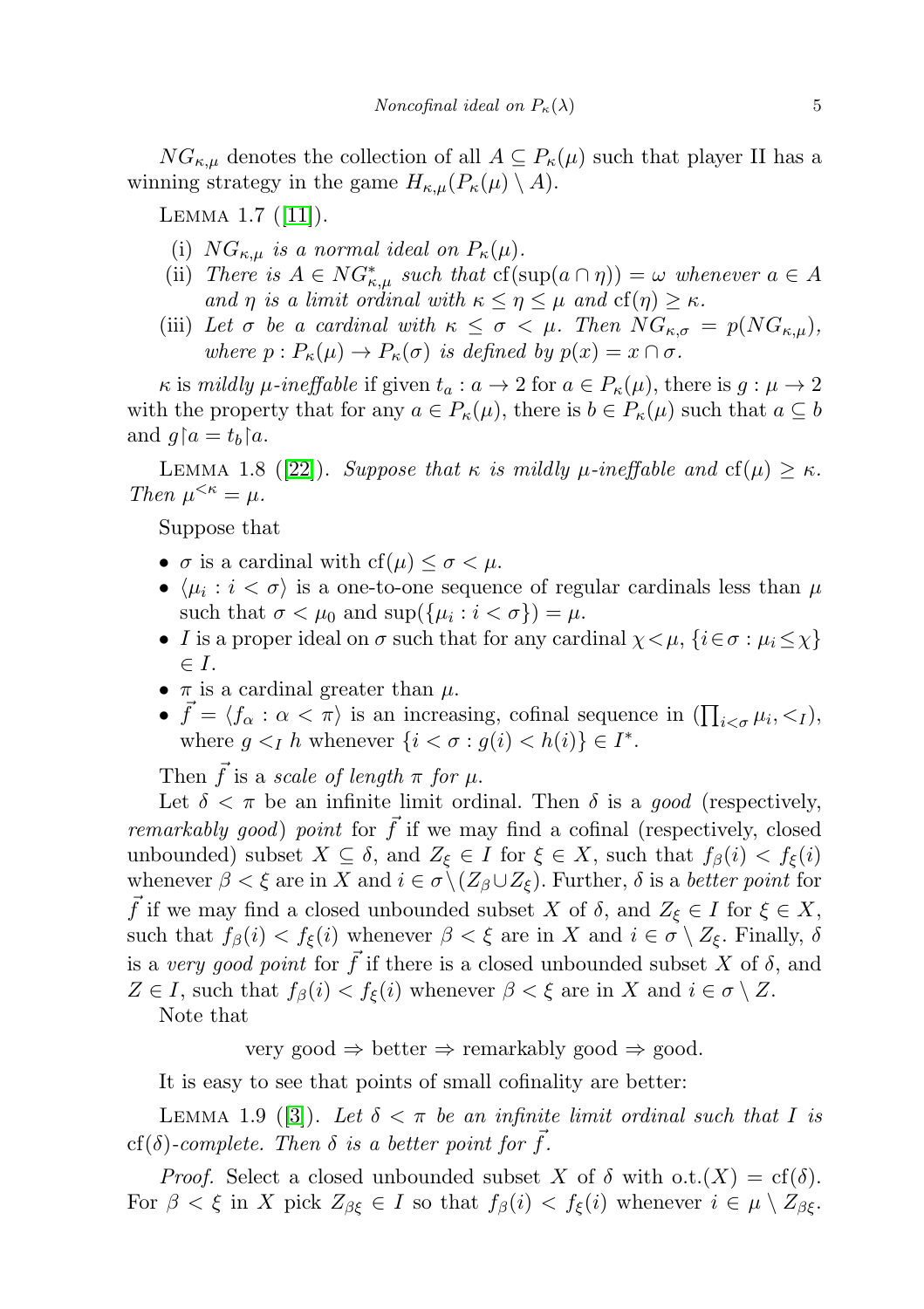$NG_{\kappa,\mu}$ denotes the collection of all $A \subseteq P_\kappa(\mu)$ such that player II has a winning strategy in the game $H_{\kappa,\mu}(P_\kappa(\mu) \setminus A)$.

Lemma 1.7 ([11]).

- (i) *$NG_{\kappa,\mu}$ is a normal ideal on $P_\kappa(\mu)$.*
- (ii) *There is $A \in NG^*_{\kappa,\mu}$ such that $\mathrm{cf}(\sup(a \cap \eta)) = \omega$ whenever $a \in A$ and $\eta$ is a limit ordinal with $\kappa \leq \eta \leq \mu$ and $\mathrm{cf}(\eta) \geq \kappa$.*
- (iii) *Let $\sigma$ be a cardinal with $\kappa \leq \sigma < \mu$. Then $NG_{\kappa,\sigma} = p(NG_{\kappa,\mu})$, where $p : P_\kappa(\mu) \to P_\kappa(\sigma)$ is defined by $p(x) = x \cap \sigma$.*

$\kappa$ is *mildly $\mu$-ineffable* if given $t_a : a \to 2$ for $a \in P_\kappa(\mu)$, there is $g : \mu \to 2$ with the property that for any $a \in P_\kappa(\mu)$, there is $b \in P_\kappa(\mu)$ such that $a \subseteq b$ and $g{\restriction}a = t_b{\restriction}a$.

Lemma 1.8 ([22]). *Suppose that $\kappa$ is mildly $\mu$-ineffable and $\mathrm{cf}(\mu) \geq \kappa$. Then $\mu^{<\kappa} = \mu$.*

Suppose that

- $\sigma$ is a cardinal with $\mathrm{cf}(\mu) \leq \sigma < \mu$.
- $\langle \mu_i : i < \sigma \rangle$ is a one-to-one sequence of regular cardinals less than $\mu$ such that $\sigma < \mu_0$ and $\sup(\{\mu_i : i < \sigma\}) = \mu$.
- $I$ is a proper ideal on $\sigma$ such that for any cardinal $\chi < \mu$, $\{i \in \sigma : \mu_i \leq \chi\} \in I$.
- $\pi$ is a cardinal greater than $\mu$.
- $\vec{f} = \langle f_\alpha : \alpha < \pi \rangle$ is an increasing, cofinal sequence in $(\prod_{i<\sigma} \mu_i, <_I)$, where $g <_I h$ whenever $\{i < \sigma : g(i) < h(i)\} \in I^*$.

Then $\vec{f}$ is a *scale of length $\pi$ for $\mu$*.

Let $\delta < \pi$ be an infinite limit ordinal. Then $\delta$ is a *good* (respectively, *remarkably good*) *point* for $\vec{f}$ if we may find a cofinal (respectively, closed unbounded) subset $X \subseteq \delta$, and $Z_\xi \in I$ for $\xi \in X$, such that $f_\beta(i) < f_\xi(i)$ whenever $\beta < \xi$ are in $X$ and $i \in \sigma \setminus (Z_\beta \cup Z_\xi)$. Further, $\delta$ is a *better point* for $\vec{f}$ if we may find a closed unbounded subset $X$ of $\delta$, and $Z_\xi \in I$ for $\xi \in X$, such that $f_\beta(i) < f_\xi(i)$ whenever $\beta < \xi$ are in $X$ and $i \in \sigma \setminus Z_\xi$. Finally, $\delta$ is a *very good point* for $\vec{f}$ if there is a closed unbounded subset $X$ of $\delta$, and $Z \in I$, such that $f_\beta(i) < f_\xi(i)$ whenever $\beta < \xi$ are in $X$ and $i \in \sigma \setminus Z$.

Note that

$$\text{very good} \Rightarrow \text{better} \Rightarrow \text{remarkably good} \Rightarrow \text{good}.$$

It is easy to see that points of small cofinality are better:

Lemma 1.9 ([3]). *Let $\delta < \pi$ be an infinite limit ordinal such that $I$ is $\mathrm{cf}(\delta)$-complete. Then $\delta$ is a better point for $\vec{f}$.*

*Proof.* Select a closed unbounded subset $X$ of $\delta$ with $\mathrm{o.t.}(X) = \mathrm{cf}(\delta)$. For $\beta < \xi$ in $X$ pick $Z_{\beta\xi} \in I$ so that $f_\beta(i) < f_\xi(i)$ whenever $i \in \mu \setminus Z_{\beta\xi}$.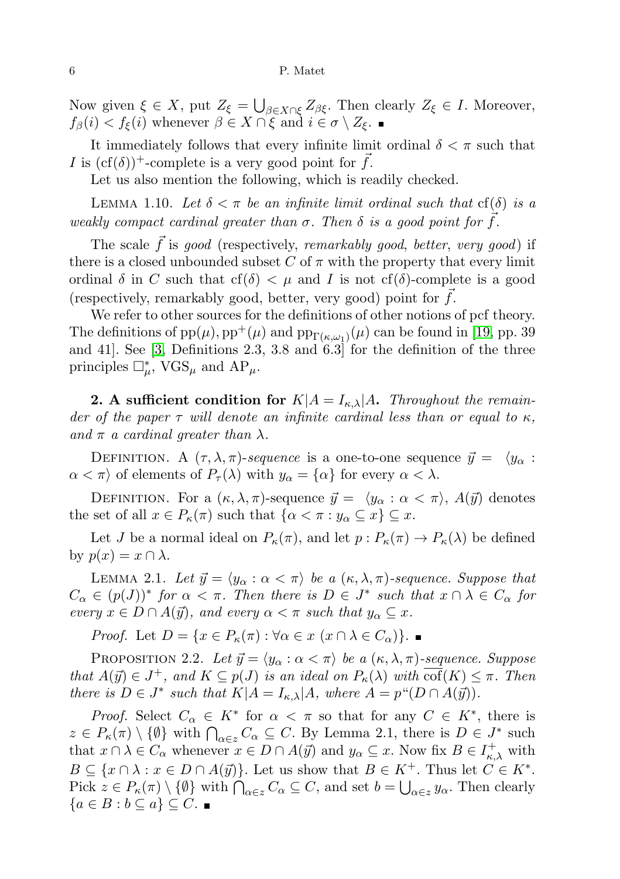Now given $\xi \in X$, put $Z_\xi = \bigcup_{\beta \in X \cap \xi} Z_{\beta\xi}$. Then clearly $Z_\xi \in I$. Moreover, $f_\beta(i) < f_\xi(i)$ whenever $\beta \in X \cap \xi$ and $i \in \sigma \setminus Z_\xi$. ∎

It immediately follows that every infinite limit ordinal $\delta < \pi$ such that $I$ is $(\mathrm{cf}(\delta))^+$-complete is a very good point for $\vec{f}$.

Let us also mention the following, which is readily checked.

Lemma 1.10. *Let $\delta < \pi$ be an infinite limit ordinal such that $\mathrm{cf}(\delta)$ is a weakly compact cardinal greater than $\sigma$. Then $\delta$ is a good point for $\vec{f}$.*

The scale $\vec{f}$ is *good* (respectively, *remarkably good*, *better*, *very good*) if there is a closed unbounded subset $C$ of $\pi$ with the property that every limit ordinal $\delta$ in $C$ such that $\mathrm{cf}(\delta) < \mu$ and $I$ is not $\mathrm{cf}(\delta)$-complete is a good (respectively, remarkably good, better, very good) point for $\vec{f}$.

We refer to other sources for the definitions of other notions of pcf theory. The definitions of $\mathrm{pp}(\mu), \mathrm{pp}^+(\mu)$ and $\mathrm{pp}_{\Gamma(\kappa,\omega_1)}(\mu)$ can be found in [19, pp. 39 and 41]. See [3, Definitions 2.3, 3.8 and 6.3] for the definition of the three principles $\square^*_\mu$, $\mathrm{VGS}_\mu$ and $\mathrm{AP}_\mu$.

**2. A sufficient condition for $K|A = I_{\kappa,\lambda}|A$.** *Throughout the remainder of the paper $\tau$ will denote an infinite cardinal less than or equal to $\kappa$, and $\pi$ a cardinal greater than $\lambda$.*

Definition. A *$(\tau, \lambda, \pi)$-sequence* is a one-to-one sequence $\vec{y} = \langle y_\alpha : \alpha < \pi\rangle$ of elements of $P_\tau(\lambda)$ with $y_\alpha = \{\alpha\}$ for every $\alpha < \lambda$.

Definition. For a $(\kappa, \lambda, \pi)$-sequence $\vec{y} = \langle y_\alpha : \alpha < \pi\rangle$, $A(\vec{y})$ denotes the set of all $x \in P_\kappa(\pi)$ such that $\{\alpha < \pi : y_\alpha \subseteq x\} \subseteq x$.

Let $J$ be a normal ideal on $P_\kappa(\pi)$, and let $p : P_\kappa(\pi) \to P_\kappa(\lambda)$ be defined by $p(x) = x \cap \lambda$.

Lemma 2.1. *Let $\vec{y} = \langle y_\alpha : \alpha < \pi\rangle$ be a $(\kappa, \lambda, \pi)$-sequence. Suppose that $C_\alpha \in (p(J))^*$ for $\alpha < \pi$. Then there is $D \in J^*$ such that $x \cap \lambda \in C_\alpha$ for every $x \in D \cap A(\vec{y})$, and every $\alpha < \pi$ such that $y_\alpha \subseteq x$.*

*Proof.* Let $D = \{x \in P_\kappa(\pi) : \forall \alpha \in x\ (x \cap \lambda \in C_\alpha)\}$. ∎

Proposition 2.2. *Let $\vec{y} = \langle y_\alpha : \alpha < \pi\rangle$ be a $(\kappa, \lambda, \pi)$-sequence. Suppose that $A(\vec{y}) \in J^+$, and $K \subseteq p(J)$ is an ideal on $P_\kappa(\lambda)$ with $\overline{\mathrm{cof}}(K) \leq \pi$. Then there is $D \in J^*$ such that $K|A = I_{\kappa,\lambda}|A$, where $A = p``(D \cap A(\vec{y}))$.*

*Proof.* Select $C_\alpha \in K^*$ for $\alpha < \pi$ so that for any $C \in K^*$, there is $z \in P_\kappa(\pi) \setminus \{\emptyset\}$ with $\bigcap_{\alpha \in z} C_\alpha \subseteq C$. By Lemma 2.1, there is $D \in J^*$ such that $x \cap \lambda \in C_\alpha$ whenever $x \in D \cap A(\vec{y})$ and $y_\alpha \subseteq x$. Now fix $B \in I^+_{\kappa,\lambda}$ with $B \subseteq \{x \cap \lambda : x \in D \cap A(\vec{y})\}$. Let us show that $B \in K^+$. Thus let $C \in K^*$. Pick $z \in P_\kappa(\pi) \setminus \{\emptyset\}$ with $\bigcap_{\alpha \in z} C_\alpha \subseteq C$, and set $b = \bigcup_{\alpha \in z} y_\alpha$. Then clearly $\{a \in B : b \subseteq a\} \subseteq C$. ∎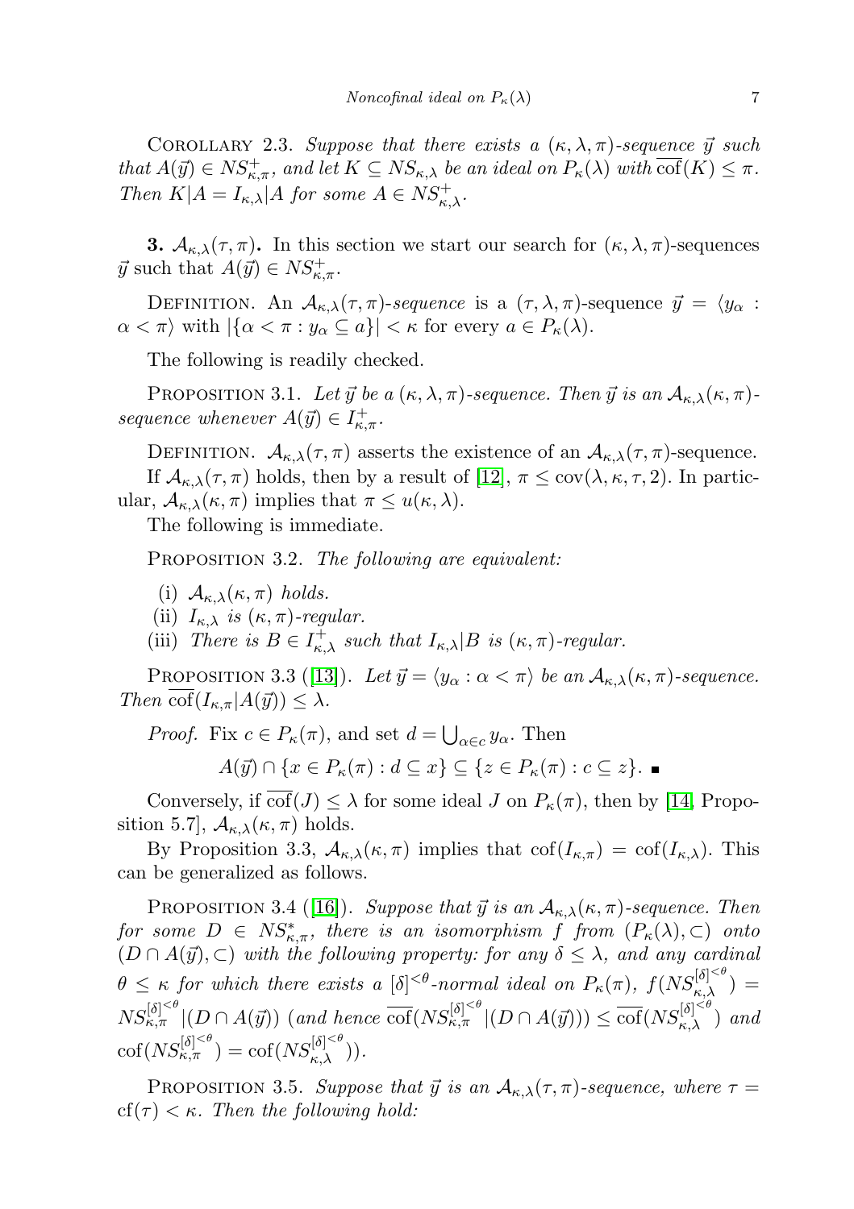Corollary 2.3. *Suppose that there exists a $(\kappa,\lambda,\pi)$-sequence $\vec{y}$ such that $A(\vec{y}) \in NS^+_{\kappa,\pi}$, and let $K \subseteq NS_{\kappa,\lambda}$ be an ideal on $P_\kappa(\lambda)$ with $\overline{\mathrm{cof}}(K) \leq \pi$. Then $K|A = I_{\kappa,\lambda}|A$ for some $A \in NS^+_{\kappa,\lambda}$.*

**3.** $\mathcal{A}_{\kappa,\lambda}(\tau,\pi)$**.** In this section we start our search for $(\kappa,\lambda,\pi)$-sequences $\vec{y}$ such that $A(\vec{y}) \in NS^+_{\kappa,\pi}$.

Definition. An *$\mathcal{A}_{\kappa,\lambda}(\tau,\pi)$-sequence* is a $(\tau,\lambda,\pi)$-sequence $\vec{y} = \langle y_\alpha : \alpha < \pi\rangle$ with $|\{\alpha < \pi : y_\alpha \subseteq a\}| < \kappa$ for every $a \in P_\kappa(\lambda)$.

The following is readily checked.

Proposition 3.1. *Let $\vec{y}$ be a $(\kappa,\lambda,\pi)$-sequence. Then $\vec{y}$ is an $\mathcal{A}_{\kappa,\lambda}(\kappa,\pi)$-sequence whenever $A(\vec{y}) \in I^+_{\kappa,\pi}$.*

Definition. $\mathcal{A}_{\kappa,\lambda}(\tau,\pi)$ asserts the existence of an $\mathcal{A}_{\kappa,\lambda}(\tau,\pi)$-sequence.

If $\mathcal{A}_{\kappa,\lambda}(\tau,\pi)$ holds, then by a result of [12], $\pi \leq \mathrm{cov}(\lambda,\kappa,\tau,2)$. In particular, $\mathcal{A}_{\kappa,\lambda}(\kappa,\pi)$ implies that $\pi \leq u(\kappa,\lambda)$.

The following is immediate.

Proposition 3.2. *The following are equivalent:*

- (i) *$\mathcal{A}_{\kappa,\lambda}(\kappa,\pi)$ holds.*
- (ii) *$I_{\kappa,\lambda}$ is $(\kappa,\pi)$-regular.*
- (iii) *There is $B \in I^+_{\kappa,\lambda}$ such that $I_{\kappa,\lambda}|B$ is $(\kappa,\pi)$-regular.*

Proposition 3.3 ([13]). *Let $\vec{y} = \langle y_\alpha : \alpha < \pi\rangle$ be an $\mathcal{A}_{\kappa,\lambda}(\kappa,\pi)$-sequence. Then $\overline{\mathrm{cof}}(I_{\kappa,\pi}|A(\vec{y})) \leq \lambda$.*

*Proof.* Fix $c \in P_\kappa(\pi)$, and set $d = \bigcup_{\alpha \in c} y_\alpha$. Then

$$A(\vec{y}) \cap \{x \in P_\kappa(\pi) : d \subseteq x\} \subseteq \{z \in P_\kappa(\pi) : c \subseteq z\}. \ ■$$

Conversely, if $\overline{\mathrm{cof}}(J) \leq \lambda$ for some ideal $J$ on $P_\kappa(\pi)$, then by [14, Proposition 5.7], $\mathcal{A}_{\kappa,\lambda}(\kappa,\pi)$ holds.

By Proposition 3.3, $\mathcal{A}_{\kappa,\lambda}(\kappa,\pi)$ implies that $\mathrm{cof}(I_{\kappa,\pi}) = \mathrm{cof}(I_{\kappa,\lambda})$. This can be generalized as follows.

Proposition 3.4 ([16]). *Suppose that $\vec{y}$ is an $\mathcal{A}_{\kappa,\lambda}(\kappa,\pi)$-sequence. Then for some $D \in NS^*_{\kappa,\pi}$, there is an isomorphism $f$ from $(P_\kappa(\lambda),\subset)$ onto $(D \cap A(\vec{y}),\subset)$ with the following property: for any $\delta \leq \lambda$, and any cardinal $\theta \leq \kappa$ for which there exists a $[\delta]^{<\theta}$-normal ideal on $P_\kappa(\pi)$, $f(NS^{[\delta]^{<\theta}}_{\kappa,\lambda}) = NS^{[\delta]^{<\theta}}_{\kappa,\pi}|(D \cap A(\vec{y}))$ (and hence $\overline{\mathrm{cof}}(NS^{[\delta]^{<\theta}}_{\kappa,\pi}|(D \cap A(\vec{y}))) \leq \overline{\mathrm{cof}}(NS^{[\delta]^{<\theta}}_{\kappa,\lambda})$ and $\mathrm{cof}(NS^{[\delta]^{<\theta}}_{\kappa,\pi}) = \mathrm{cof}(NS^{[\delta]^{<\theta}}_{\kappa,\lambda})$).*

Proposition 3.5. *Suppose that $\vec{y}$ is an $\mathcal{A}_{\kappa,\lambda}(\tau,\pi)$-sequence, where $\tau = \mathrm{cf}(\tau) < \kappa$. Then the following hold:*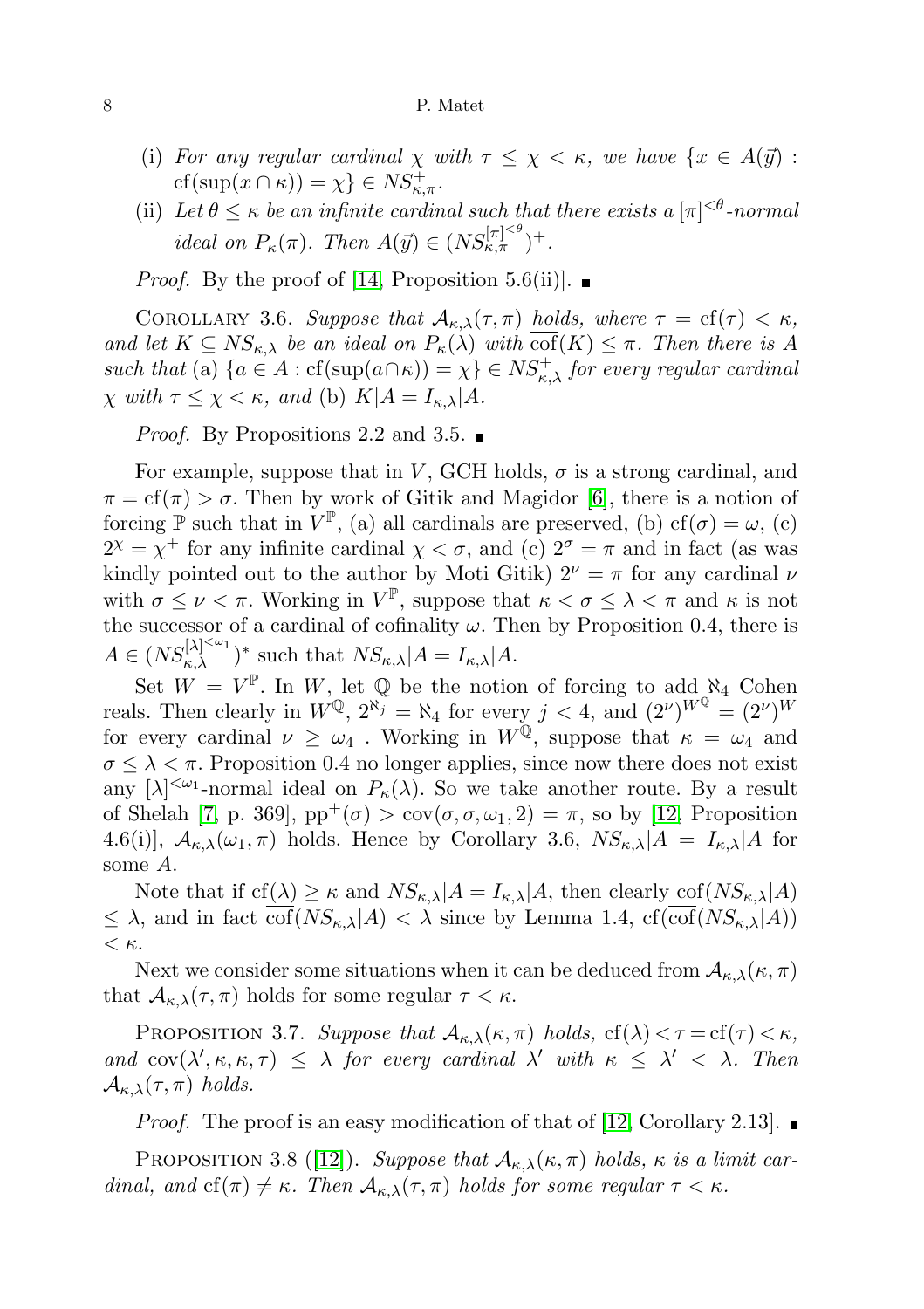(i) *For any regular cardinal $\chi$ with $\tau \leq \chi < \kappa$, we have $\{x \in A(\vec{y}) : \mathrm{cf}(\sup(x \cap \kappa)) = \chi\} \in NS^+_{\kappa,\pi}$.*

(ii) *Let $\theta \leq \kappa$ be an infinite cardinal such that there exists a $[\pi]^{<\theta}$-normal ideal on $P_\kappa(\pi)$. Then $A(\vec{y}) \in (NS^{[\pi]^{<\theta}}_{\kappa,\pi})^+$.*

*Proof.* By the proof of [14, Proposition 5.6(ii)]. ■

Corollary 3.6. *Suppose that $\mathcal{A}_{\kappa,\lambda}(\tau,\pi)$ holds, where $\tau = \mathrm{cf}(\tau) < \kappa$, and let $K \subseteq NS_{\kappa,\lambda}$ be an ideal on $P_\kappa(\lambda)$ with $\overline{\mathrm{cof}}(K) \leq \pi$. Then there is $A$ such that* (a) *$\{a \in A : \mathrm{cf}(\sup(a \cap \kappa)) = \chi\} \in NS^+_{\kappa,\lambda}$ for every regular cardinal $\chi$ with $\tau \leq \chi < \kappa$, and* (b) *$K|A = I_{\kappa,\lambda}|A$.*

*Proof.* By Propositions 2.2 and 3.5. ■

For example, suppose that in $V$, GCH holds, $\sigma$ is a strong cardinal, and $\pi = \mathrm{cf}(\pi) > \sigma$. Then by work of Gitik and Magidor [6], there is a notion of forcing $\mathbb{P}$ such that in $V^{\mathbb{P}}$, (a) all cardinals are preserved, (b) $\mathrm{cf}(\sigma) = \omega$, (c) $2^\chi = \chi^+$ for any infinite cardinal $\chi < \sigma$, and (c) $2^\sigma = \pi$ and in fact (as was kindly pointed out to the author by Moti Gitik) $2^\nu = \pi$ for any cardinal $\nu$ with $\sigma \leq \nu < \pi$. Working in $V^{\mathbb{P}}$, suppose that $\kappa < \sigma \leq \lambda < \pi$ and $\kappa$ is not the successor of a cardinal of cofinality $\omega$. Then by Proposition 0.4, there is $A \in (NS^{[\lambda]^{<\omega_1}}_{\kappa,\lambda})^*$ such that $NS_{\kappa,\lambda}|A = I_{\kappa,\lambda}|A$.

Set $W = V^{\mathbb{P}}$. In $W$, let $\mathbb{Q}$ be the notion of forcing to add $\aleph_4$ Cohen reals. Then clearly in $W^{\mathbb{Q}}$, $2^{\aleph_j} = \aleph_4$ for every $j < 4$, and $(2^\nu)^{W^{\mathbb{Q}}} = (2^\nu)^W$ for every cardinal $\nu \geq \omega_4$ . Working in $W^{\mathbb{Q}}$, suppose that $\kappa = \omega_4$ and $\sigma \leq \lambda < \pi$. Proposition 0.4 no longer applies, since now there does not exist any $[\lambda]^{<\omega_1}$-normal ideal on $P_\kappa(\lambda)$. So we take another route. By a result of Shelah [7, p. 369], $\mathrm{pp}^+(\sigma) > \mathrm{cov}(\sigma,\sigma,\omega_1,2) = \pi$, so by [12, Proposition 4.6(i)], $\mathcal{A}_{\kappa,\lambda}(\omega_1,\pi)$ holds. Hence by Corollary 3.6, $NS_{\kappa,\lambda}|A = I_{\kappa,\lambda}|A$ for some $A$.

Note that if $\mathrm{cf}(\lambda) \geq \kappa$ and $NS_{\kappa,\lambda}|A = I_{\kappa,\lambda}|A$, then clearly $\overline{\mathrm{cof}}(NS_{\kappa,\lambda}|A) \leq \lambda$, and in fact $\overline{\mathrm{cof}}(NS_{\kappa,\lambda}|A) < \lambda$ since by Lemma 1.4, $\mathrm{cf}(\overline{\mathrm{cof}}(NS_{\kappa,\lambda}|A)) < \kappa$.

Next we consider some situations when it can be deduced from $\mathcal{A}_{\kappa,\lambda}(\kappa,\pi)$ that $\mathcal{A}_{\kappa,\lambda}(\tau,\pi)$ holds for some regular $\tau < \kappa$.

Proposition 3.7. *Suppose that $\mathcal{A}_{\kappa,\lambda}(\kappa,\pi)$ holds, $\mathrm{cf}(\lambda) < \tau = \mathrm{cf}(\tau) < \kappa$, and $\mathrm{cov}(\lambda',\kappa,\kappa,\tau) \leq \lambda$ for every cardinal $\lambda'$ with $\kappa \leq \lambda' < \lambda$. Then $\mathcal{A}_{\kappa,\lambda}(\tau,\pi)$ holds.*

*Proof.* The proof is an easy modification of that of [12, Corollary 2.13]. ■

Proposition 3.8 ([12]). *Suppose that $\mathcal{A}_{\kappa,\lambda}(\kappa,\pi)$ holds, $\kappa$ is a limit cardinal, and $\mathrm{cf}(\pi) \neq \kappa$. Then $\mathcal{A}_{\kappa,\lambda}(\tau,\pi)$ holds for some regular $\tau < \kappa$.*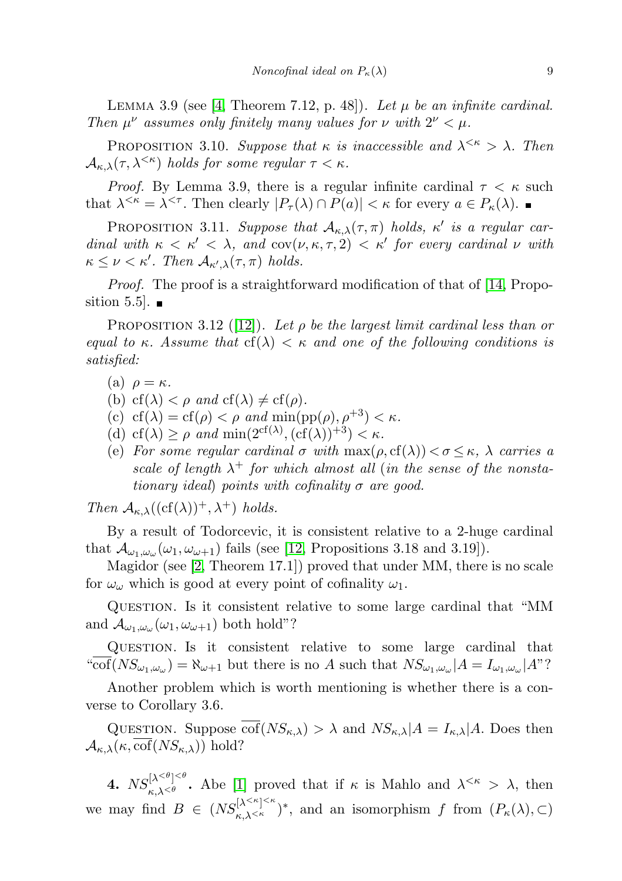Lemma 3.9 (see [4, Theorem 7.12, p. 48]). *Let $\mu$ be an infinite cardinal. Then $\mu^\nu$ assumes only finitely many values for $\nu$ with $2^\nu < \mu$.*

Proposition 3.10. *Suppose that $\kappa$ is inaccessible and $\lambda^{<\kappa} > \lambda$. Then $\mathcal{A}_{\kappa,\lambda}(\tau, \lambda^{<\kappa})$ holds for some regular $\tau < \kappa$.*

*Proof.* By Lemma 3.9, there is a regular infinite cardinal $\tau < \kappa$ such that $\lambda^{<\kappa} = \lambda^{<\tau}$. Then clearly $|P_\tau(\lambda) \cap P(a)| < \kappa$ for every $a \in P_\kappa(\lambda)$. ∎

Proposition 3.11. *Suppose that $\mathcal{A}_{\kappa,\lambda}(\tau, \pi)$ holds, $\kappa'$ is a regular cardinal with $\kappa < \kappa' < \lambda$, and $\mathrm{cov}(\nu, \kappa, \tau, 2) < \kappa'$ for every cardinal $\nu$ with $\kappa \leq \nu < \kappa'$. Then $\mathcal{A}_{\kappa',\lambda}(\tau, \pi)$ holds.*

*Proof.* The proof is a straightforward modification of that of [14, Proposition 5.5]. ∎

Proposition 3.12 ([12]). *Let $\rho$ be the largest limit cardinal less than or equal to $\kappa$. Assume that $\mathrm{cf}(\lambda) < \kappa$ and one of the following conditions is satisfied:*

- (a) $\rho = \kappa$.
- (b) $\mathrm{cf}(\lambda) < \rho$ *and* $\mathrm{cf}(\lambda) \neq \mathrm{cf}(\rho)$.
- (c) $\mathrm{cf}(\lambda) = \mathrm{cf}(\rho) < \rho$ *and* $\min(\mathrm{pp}(\rho), \rho^{+3}) < \kappa$.
- (d) $\mathrm{cf}(\lambda) \geq \rho$ *and* $\min(2^{\mathrm{cf}(\lambda)}, (\mathrm{cf}(\lambda))^{+3}) < \kappa$.
- (e) *For some regular cardinal $\sigma$ with $\max(\rho, \mathrm{cf}(\lambda)) < \sigma \leq \kappa$, $\lambda$ carries a scale of length $\lambda^+$ for which almost all* (*in the sense of the nonstationary ideal*) *points with cofinality $\sigma$ are good.*

*Then $\mathcal{A}_{\kappa,\lambda}((\mathrm{cf}(\lambda))^+, \lambda^+)$ holds.*

By a result of Todorcevic, it is consistent relative to a 2-huge cardinal that $\mathcal{A}_{\omega_1,\omega_\omega}(\omega_1, \omega_{\omega+1})$ fails (see [12, Propositions 3.18 and 3.19]).

Magidor (see [2, Theorem 17.1]) proved that under MM, there is no scale for $\omega_\omega$ which is good at every point of cofinality $\omega_1$.

Question. Is it consistent relative to some large cardinal that "MM and $\mathcal{A}_{\omega_1,\omega_\omega}(\omega_1, \omega_{\omega+1})$ both hold"?

Question. Is it consistent relative to some large cardinal that "$\overline{\mathrm{cof}}(NS_{\omega_1,\omega_\omega}) = \aleph_{\omega+1}$ but there is no $A$ such that $NS_{\omega_1,\omega_\omega}|A = I_{\omega_1,\omega_\omega}|A$"?

Another problem which is worth mentioning is whether there is a converse to Corollary 3.6.

Question. Suppose $\overline{\mathrm{cof}}(NS_{\kappa,\lambda}) > \lambda$ and $NS_{\kappa,\lambda}|A = I_{\kappa,\lambda}|A$. Does then $\mathcal{A}_{\kappa,\lambda}(\kappa, \overline{\mathrm{cof}}(NS_{\kappa,\lambda}))$ hold?

## 4. $NS_{\kappa,\lambda^{<\theta}}^{[\lambda^{<\theta}]^{<\theta}}$.

Abe [1] proved that if $\kappa$ is Mahlo and $\lambda^{<\kappa} > \lambda$, then we may find $B \in (NS_{\kappa,\lambda^{<\kappa}}^{[\lambda^{<\kappa}]^{<\kappa}})^*$, and an isomorphism $f$ from $(P_\kappa(\lambda), \subset)$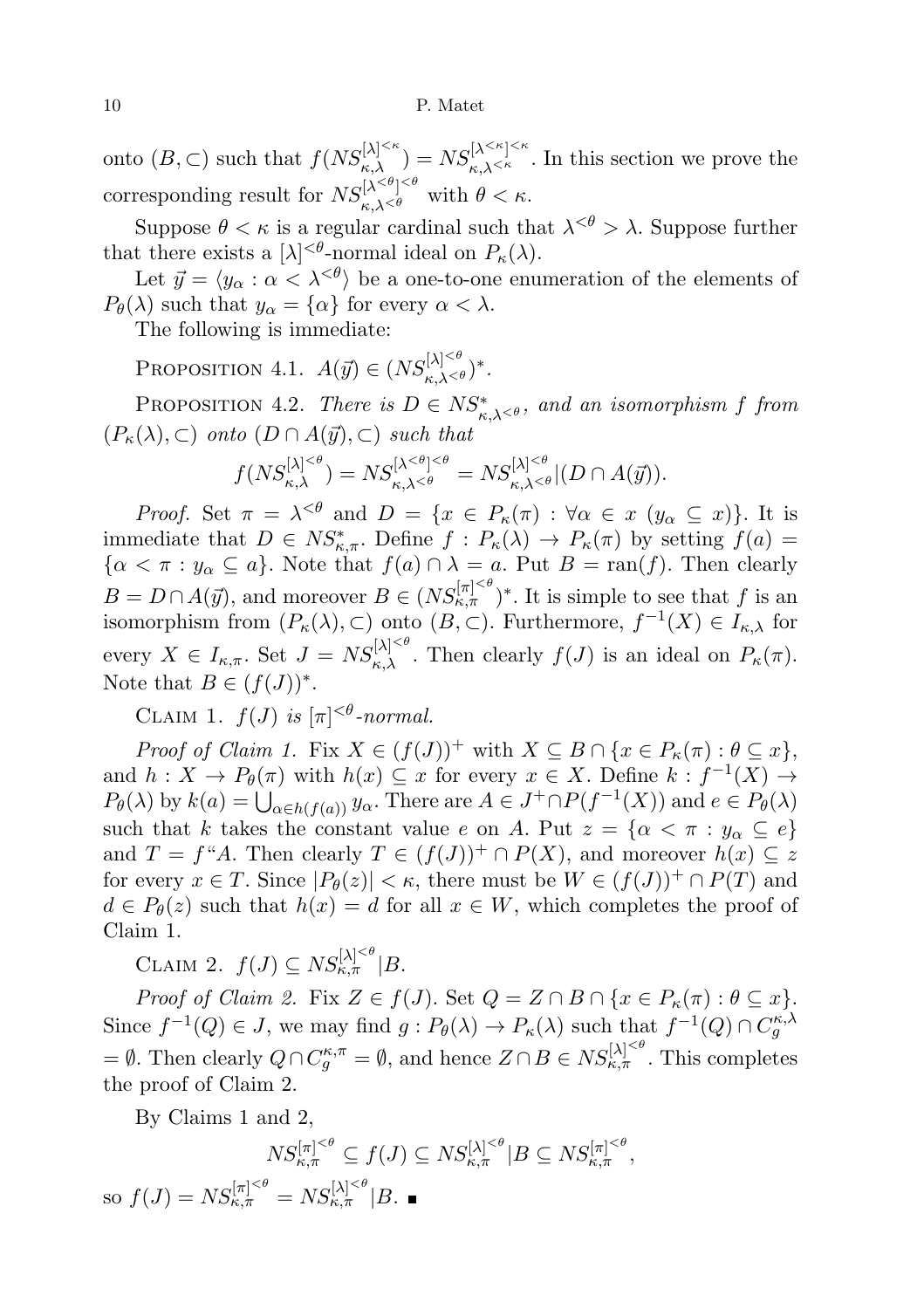onto $(B, \subset)$ such that $f(NS_{\kappa,\lambda}^{[\lambda]^{<\kappa}}) = NS_{\kappa,\lambda^{<\kappa}}^{[\lambda^{<\kappa}]^{<\kappa}}$. In this section we prove the corresponding result for $NS_{\kappa,\lambda^{<\theta}}^{[\lambda^{<\theta}]^{<\theta}}$ with $\theta < \kappa$.

Suppose $\theta < \kappa$ is a regular cardinal such that $\lambda^{<\theta} > \lambda$. Suppose further that there exists a $[\lambda]^{<\theta}$-normal ideal on $P_\kappa(\lambda)$.

Let $\vec{y} = \langle y_\alpha : \alpha < \lambda^{<\theta}\rangle$ be a one-to-one enumeration of the elements of $P_\theta(\lambda)$ such that $y_\alpha = \{\alpha\}$ for every $\alpha < \lambda$.

The following is immediate:

Proposition 4.1. $A(\vec{y}) \in (NS_{\kappa,\lambda^{<\theta}}^{[\lambda]^{<\theta}})^*$.

Proposition 4.2. *There is $D \in NS_{\kappa,\lambda^{<\theta}}^*$, and an isomorphism $f$ from $(P_\kappa(\lambda), \subset)$ onto $(D \cap A(\vec{y}), \subset)$ such that*

$$f(NS_{\kappa,\lambda}^{[\lambda]^{<\theta}}) = NS_{\kappa,\lambda^{<\theta}}^{[\lambda^{<\theta}]^{<\theta}} = NS_{\kappa,\lambda^{<\theta}}^{[\lambda]^{<\theta}} | (D \cap A(\vec{y})).$$

*Proof.* Set $\pi = \lambda^{<\theta}$ and $D = \{x \in P_\kappa(\pi) : \forall \alpha \in x\ (y_\alpha \subseteq x)\}$. It is immediate that $D \in NS_{\kappa,\pi}^*$. Define $f : P_\kappa(\lambda) \to P_\kappa(\pi)$ by setting $f(a) = \{\alpha < \pi : y_\alpha \subseteq a\}$. Note that $f(a) \cap \lambda = a$. Put $B = \operatorname{ran}(f)$. Then clearly $B = D \cap A(\vec{y})$, and moreover $B \in (NS_{\kappa,\pi}^{[\pi]^{<\theta}})^*$. It is simple to see that $f$ is an isomorphism from $(P_\kappa(\lambda), \subset)$ onto $(B, \subset)$. Furthermore, $f^{-1}(X) \in I_{\kappa,\lambda}$ for every $X \in I_{\kappa,\pi}$. Set $J = NS_{\kappa,\lambda}^{[\lambda]^{<\theta}}$. Then clearly $f(J)$ is an ideal on $P_\kappa(\pi)$. Note that $B \in (f(J))^*$.

Claim 1. *$f(J)$ is $[\pi]^{<\theta}$-normal.*

*Proof of Claim 1.* Fix $X \in (f(J))^+$ with $X \subseteq B \cap \{x \in P_\kappa(\pi) : \theta \subseteq x\}$, and $h : X \to P_\theta(\pi)$ with $h(x) \subseteq x$ for every $x \in X$. Define $k : f^{-1}(X) \to P_\theta(\lambda)$ by $k(a) = \bigcup_{\alpha \in h(f(a))} y_\alpha$. There are $A \in J^+ \cap P(f^{-1}(X))$ and $e \in P_\theta(\lambda)$ such that $k$ takes the constant value $e$ on $A$. Put $z = \{\alpha < \pi : y_\alpha \subseteq e\}$ and $T = f``A$. Then clearly $T \in (f(J))^+ \cap P(X)$, and moreover $h(x) \subseteq z$ for every $x \in T$. Since $|P_\theta(z)| < \kappa$, there must be $W \in (f(J))^+ \cap P(T)$ and $d \in P_\theta(z)$ such that $h(x) = d$ for all $x \in W$, which completes the proof of Claim 1.

Claim 2. $f(J) \subseteq NS_{\kappa,\pi}^{[\lambda]^{<\theta}} | B$.

*Proof of Claim 2.* Fix $Z \in f(J)$. Set $Q = Z \cap B \cap \{x \in P_\kappa(\pi) : \theta \subseteq x\}$. Since $f^{-1}(Q) \in J$, we may find $g : P_\theta(\lambda) \to P_\kappa(\lambda)$ such that $f^{-1}(Q) \cap C_g^{\kappa,\lambda} = \emptyset$. Then clearly $Q \cap C_g^{\kappa,\pi} = \emptyset$, and hence $Z \cap B \in NS_{\kappa,\pi}^{[\lambda]^{<\theta}}$. This completes the proof of Claim 2.

By Claims 1 and 2,

$$NS_{\kappa,\pi}^{[\pi]^{<\theta}} \subseteq f(J) \subseteq NS_{\kappa,\pi}^{[\lambda]^{<\theta}} | B \subseteq NS_{\kappa,\pi}^{[\pi]^{<\theta}},$$

so $f(J) = NS_{\kappa,\pi}^{[\pi]^{<\theta}} = NS_{\kappa,\pi}^{[\lambda]^{<\theta}} | B$. ∎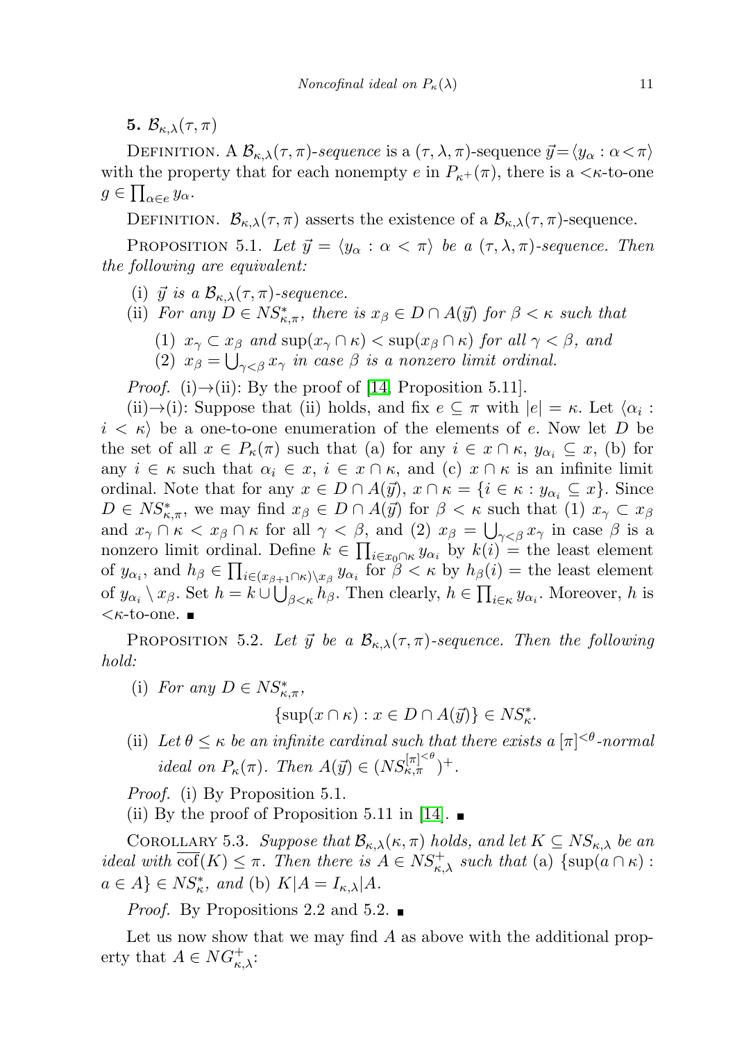**5.** $\mathcal{B}_{\kappa,\lambda}(\tau,\pi)$

Definition. A $\mathcal{B}_{\kappa,\lambda}(\tau,\pi)$*-sequence* is a $(\tau,\lambda,\pi)$-sequence $\vec{y}=\langle y_\alpha : \alpha<\pi\rangle$ with the property that for each nonempty $e$ in $P_{\kappa^+}(\pi)$, there is a $<\kappa$-to-one $g \in \prod_{\alpha\in e} y_\alpha$.

Definition. $\mathcal{B}_{\kappa,\lambda}(\tau,\pi)$ asserts the existence of a $\mathcal{B}_{\kappa,\lambda}(\tau,\pi)$-sequence.

Proposition 5.1. *Let $\vec{y} = \langle y_\alpha : \alpha < \pi\rangle$ be a $(\tau,\lambda,\pi)$-sequence. Then the following are equivalent:*

(i) *$\vec{y}$ is a $\mathcal{B}_{\kappa,\lambda}(\tau,\pi)$-sequence.*

(ii) *For any $D \in NS^*_{\kappa,\pi}$, there is $x_\beta \in D \cap A(\vec{y})$ for $\beta < \kappa$ such that*

  (1) *$x_\gamma \subset x_\beta$ and $\sup(x_\gamma \cap \kappa) < \sup(x_\beta \cap \kappa)$ for all $\gamma < \beta$, and*

  (2) *$x_\beta = \bigcup_{\gamma<\beta} x_\gamma$ in case $\beta$ is a nonzero limit ordinal.*

*Proof.* (i)→(ii): By the proof of [14, Proposition 5.11].

(ii)→(i): Suppose that (ii) holds, and fix $e \subseteq \pi$ with $|e| = \kappa$. Let $\langle \alpha_i : i < \kappa\rangle$ be a one-to-one enumeration of the elements of $e$. Now let $D$ be the set of all $x \in P_\kappa(\pi)$ such that (a) for any $i \in x \cap \kappa$, $y_{\alpha_i} \subseteq x$, (b) for any $i \in \kappa$ such that $\alpha_i \in x$, $i \in x \cap \kappa$, and (c) $x \cap \kappa$ is an infinite limit ordinal. Note that for any $x \in D \cap A(\vec{y})$, $x \cap \kappa = \{i \in \kappa : y_{\alpha_i} \subseteq x\}$. Since $D \in NS^*_{\kappa,\pi}$, we may find $x_\beta \in D \cap A(\vec{y})$ for $\beta < \kappa$ such that (1) $x_\gamma \subset x_\beta$ and $x_\gamma \cap \kappa < x_\beta \cap \kappa$ for all $\gamma < \beta$, and (2) $x_\beta = \bigcup_{\gamma<\beta} x_\gamma$ in case $\beta$ is a nonzero limit ordinal. Define $k \in \prod_{i\in x_0\cap\kappa} y_{\alpha_i}$ by $k(i)$ = the least element of $y_{\alpha_i}$, and $h_\beta \in \prod_{i\in(x_{\beta+1}\cap\kappa)\setminus x_\beta} y_{\alpha_i}$ for $\beta < \kappa$ by $h_\beta(i)$ = the least element of $y_{\alpha_i} \setminus x_\beta$. Set $h = k \cup \bigcup_{\beta<\kappa} h_\beta$. Then clearly, $h \in \prod_{i\in\kappa} y_{\alpha_i}$. Moreover, $h$ is $<\kappa$-to-one. ∎

Proposition 5.2. *Let $\vec{y}$ be a $\mathcal{B}_{\kappa,\lambda}(\tau,\pi)$-sequence. Then the following hold:*

(i) *For any $D \in NS^*_{\kappa,\pi}$,*

$$\{\sup(x \cap \kappa) : x \in D \cap A(\vec{y})\} \in NS^*_\kappa.$$

(ii) *Let $\theta \le \kappa$ be an infinite cardinal such that there exists a $[\pi]^{<\theta}$-normal ideal on $P_\kappa(\pi)$. Then $A(\vec{y}) \in (NS^{[\pi]^{<\theta}}_{\kappa,\pi})^+$.*

*Proof.* (i) By Proposition 5.1.

(ii) By the proof of Proposition 5.11 in [14]. ∎

Corollary 5.3. *Suppose that $\mathcal{B}_{\kappa,\lambda}(\kappa,\pi)$ holds, and let $K \subseteq NS_{\kappa,\lambda}$ be an ideal with $\overline{\mathrm{cof}}(K) \le \pi$. Then there is $A \in NS^+_{\kappa,\lambda}$ such that* (a) $\{\sup(a\cap\kappa) : a \in A\} \in NS^*_\kappa$, *and* (b) $K|A = I_{\kappa,\lambda}|A$.

*Proof.* By Propositions 2.2 and 5.2. ∎

Let us now show that we may find $A$ as above with the additional property that $A \in NG^+_{\kappa,\lambda}$: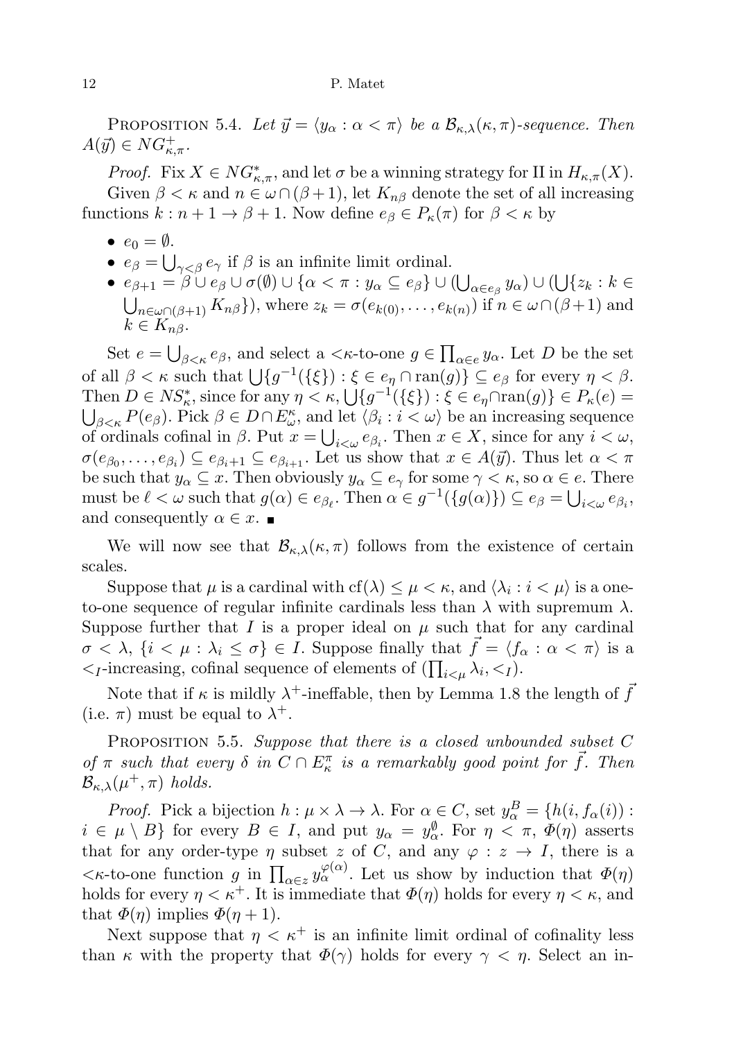Proposition 5.4. *Let $\vec{y} = \langle y_\alpha : \alpha < \pi \rangle$ be a $\mathcal{B}_{\kappa,\lambda}(\kappa, \pi)$-sequence. Then $A(\vec{y}) \in NG^+_{\kappa,\pi}$.*

*Proof.* Fix $X \in NG^*_{\kappa,\pi}$, and let $\sigma$ be a winning strategy for II in $H_{\kappa,\pi}(X)$.

Given $\beta < \kappa$ and $n \in \omega \cap (\beta + 1)$, let $K_{n\beta}$ denote the set of all increasing functions $k : n + 1 \to \beta + 1$. Now define $e_\beta \in P_\kappa(\pi)$ for $\beta < \kappa$ by

- $e_0 = \emptyset$.
- $e_\beta = \bigcup_{\gamma < \beta} e_\gamma$ if $\beta$ is an infinite limit ordinal.
- $e_{\beta+1} = \beta \cup e_\beta \cup \sigma(\emptyset) \cup \{\alpha < \pi : y_\alpha \subseteq e_\beta\} \cup (\bigcup_{\alpha \in e_\beta} y_\alpha) \cup (\bigcup\{z_k : k \in \bigcup_{n \in \omega \cap (\beta+1)} K_{n\beta}\})$, where $z_k = \sigma(e_{k(0)}, \ldots, e_{k(n)})$ if $n \in \omega \cap (\beta + 1)$ and $k \in K_{n\beta}$.

Set $e = \bigcup_{\beta < \kappa} e_\beta$, and select a $<\kappa$-to-one $g \in \prod_{\alpha \in e} y_\alpha$. Let $D$ be the set of all $\beta < \kappa$ such that $\bigcup\{g^{-1}(\{\xi\}) : \xi \in e_\eta \cap \operatorname{ran}(g)\} \subseteq e_\beta$ for every $\eta < \beta$. Then $D \in NS^*_\kappa$, since for any $\eta < \kappa$, $\bigcup\{g^{-1}(\{\xi\}) : \xi \in e_\eta \cap \operatorname{ran}(g)\} \in P_\kappa(e) = \bigcup_{\beta < \kappa} P(e_\beta)$. Pick $\beta \in D \cap E^\kappa_\omega$, and let $\langle \beta_i : i < \omega \rangle$ be an increasing sequence of ordinals cofinal in $\beta$. Put $x = \bigcup_{i < \omega} e_{\beta_i}$. Then $x \in X$, since for any $i < \omega$, $\sigma(e_{\beta_0}, \ldots, e_{\beta_i}) \subseteq e_{\beta_i + 1} \subseteq e_{\beta_{i+1}}$. Let us show that $x \in A(\vec{y})$. Thus let $\alpha < \pi$ be such that $y_\alpha \subseteq x$. Then obviously $y_\alpha \subseteq e_\gamma$ for some $\gamma < \kappa$, so $\alpha \in e$. There must be $\ell < \omega$ such that $g(\alpha) \in e_{\beta_\ell}$. Then $\alpha \in g^{-1}(\{g(\alpha)\}) \subseteq e_\beta = \bigcup_{i < \omega} e_{\beta_i}$, and consequently $\alpha \in x$. ∎

We will now see that $\mathcal{B}_{\kappa,\lambda}(\kappa, \pi)$ follows from the existence of certain scales.

Suppose that $\mu$ is a cardinal with $\operatorname{cf}(\lambda) \le \mu < \kappa$, and $\langle \lambda_i : i < \mu \rangle$ is a one-to-one sequence of regular infinite cardinals less than $\lambda$ with supremum $\lambda$. Suppose further that $I$ is a proper ideal on $\mu$ such that for any cardinal $\sigma < \lambda$, $\{i < \mu : \lambda_i \le \sigma\} \in I$. Suppose finally that $\vec{f} = \langle f_\alpha : \alpha < \pi \rangle$ is a $<_I$-increasing, cofinal sequence of elements of $(\prod_{i<\mu} \lambda_i, <_I)$.

Note that if $\kappa$ is mildly $\lambda^+$-ineffable, then by Lemma 1.8 the length of $\vec{f}$ (i.e. $\pi$) must be equal to $\lambda^+$.

Proposition 5.5. *Suppose that there is a closed unbounded subset $C$ of $\pi$ such that every $\delta$ in $C \cap E^\pi_\kappa$ is a remarkably good point for $\vec{f}$. Then $\mathcal{B}_{\kappa,\lambda}(\mu^+, \pi)$ holds.*

*Proof.* Pick a bijection $h : \mu \times \lambda \to \lambda$. For $\alpha \in C$, set $y^B_\alpha = \{h(i, f_\alpha(i)) : i \in \mu \setminus B\}$ for every $B \in I$, and put $y_\alpha = y^\emptyset_\alpha$. For $\eta < \pi$, $\Phi(\eta)$ asserts that for any order-type $\eta$ subset $z$ of $C$, and any $\varphi : z \to I$, there is a $<\kappa$-to-one function $g$ in $\prod_{\alpha \in z} y^{\varphi(\alpha)}_\alpha$. Let us show by induction that $\Phi(\eta)$ holds for every $\eta < \kappa^+$. It is immediate that $\Phi(\eta)$ holds for every $\eta < \kappa$, and that $\Phi(\eta)$ implies $\Phi(\eta + 1)$.

Next suppose that $\eta < \kappa^+$ is an infinite limit ordinal of cofinality less than $\kappa$ with the property that $\Phi(\gamma)$ holds for every $\gamma < \eta$. Select an in-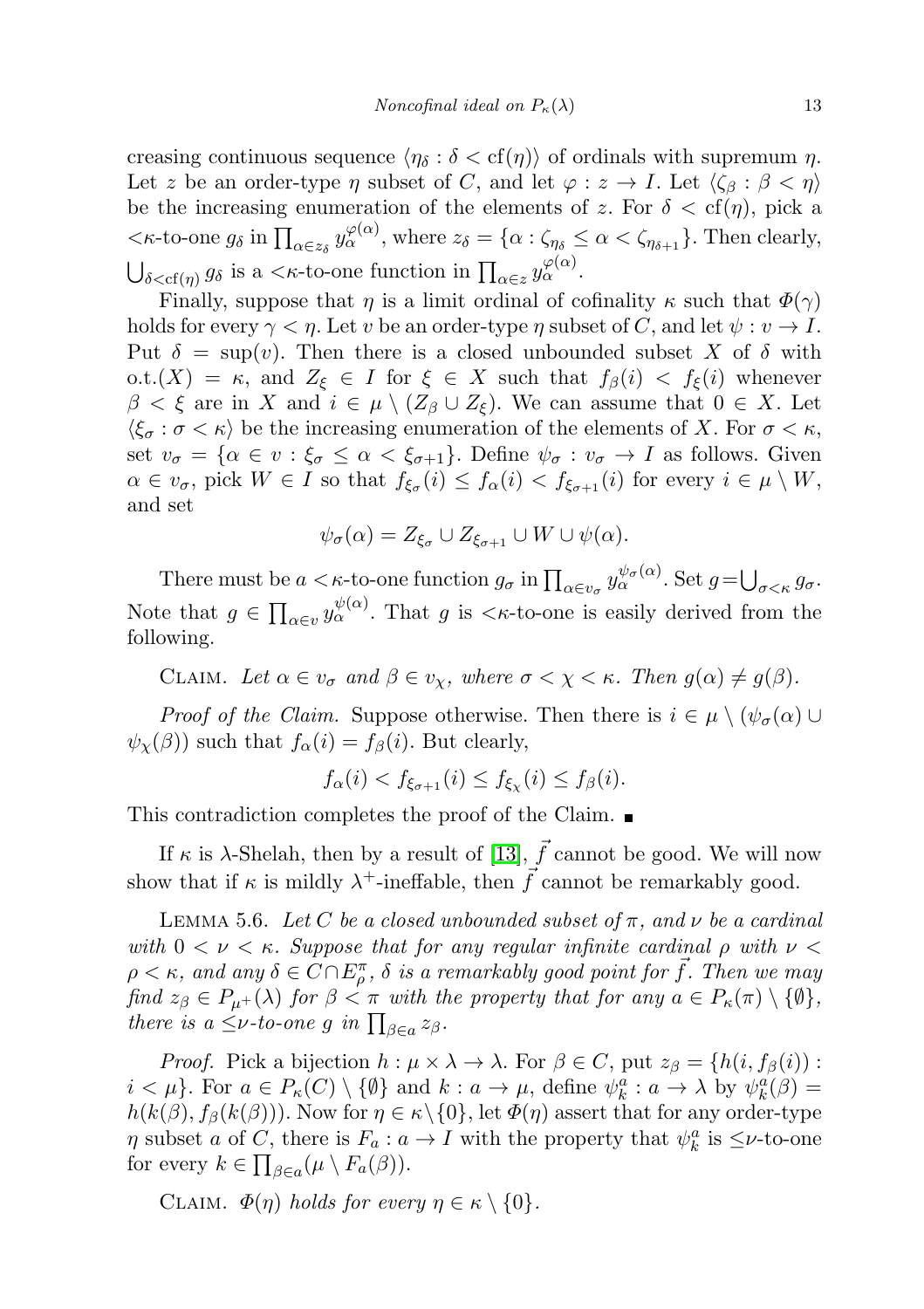creasing continuous sequence $\langle \eta_\delta : \delta < \mathrm{cf}(\eta)\rangle$ of ordinals with supremum $\eta$. Let $z$ be an order-type $\eta$ subset of $C$, and let $\varphi : z \to I$. Let $\langle \zeta_\beta : \beta < \eta\rangle$ be the increasing enumeration of the elements of $z$. For $\delta < \mathrm{cf}(\eta)$, pick a $<\kappa$-to-one $g_\delta$ in $\prod_{\alpha \in z_\delta} y_\alpha^{\varphi(\alpha)}$, where $z_\delta = \{\alpha : \zeta_{\eta_\delta} \le \alpha < \zeta_{\eta_{\delta+1}}\}$. Then clearly, $\bigcup_{\delta < \mathrm{cf}(\eta)} g_\delta$ is a $<\kappa$-to-one function in $\prod_{\alpha \in z} y_\alpha^{\varphi(\alpha)}$.

Finally, suppose that $\eta$ is a limit ordinal of cofinality $\kappa$ such that $\Phi(\gamma)$ holds for every $\gamma < \eta$. Let $v$ be an order-type $\eta$ subset of $C$, and let $\psi : v \to I$. Put $\delta = \sup(v)$. Then there is a closed unbounded subset $X$ of $\delta$ with o.t.$(X) = \kappa$, and $Z_\xi \in I$ for $\xi \in X$ such that $f_\beta(i) < f_\xi(i)$ whenever $\beta < \xi$ are in $X$ and $i \in \mu \setminus (Z_\beta \cup Z_\xi)$. We can assume that $0 \in X$. Let $\langle \xi_\sigma : \sigma < \kappa\rangle$ be the increasing enumeration of the elements of $X$. For $\sigma < \kappa$, set $v_\sigma = \{\alpha \in v : \xi_\sigma \le \alpha < \xi_{\sigma+1}\}$. Define $\psi_\sigma : v_\sigma \to I$ as follows. Given $\alpha \in v_\sigma$, pick $W \in I$ so that $f_{\xi_\sigma}(i) \le f_\alpha(i) < f_{\xi_{\sigma+1}}(i)$ for every $i \in \mu \setminus W$, and set

$$\psi_\sigma(\alpha) = Z_{\xi_\sigma} \cup Z_{\xi_{\sigma+1}} \cup W \cup \psi(\alpha).$$

There must be $a$ $<\kappa$-to-one function $g_\sigma$ in $\prod_{\alpha \in v_\sigma} y_\alpha^{\psi_\sigma(\alpha)}$. Set $g = \bigcup_{\sigma<\kappa} g_\sigma$. Note that $g \in \prod_{\alpha \in v} y_\alpha^{\psi(\alpha)}$. That $g$ is $<\kappa$-to-one is easily derived from the following.

Claim. *Let $\alpha \in v_\sigma$ and $\beta \in v_\chi$, where $\sigma < \chi < \kappa$. Then $g(\alpha) \ne g(\beta)$.*

*Proof of the Claim.* Suppose otherwise. Then there is $i \in \mu \setminus (\psi_\sigma(\alpha) \cup \psi_\chi(\beta))$ such that $f_\alpha(i) = f_\beta(i)$. But clearly,

$$f_\alpha(i) < f_{\xi_{\sigma+1}}(i) \le f_{\xi_\chi}(i) \le f_\beta(i).$$

This contradiction completes the proof of the Claim. ∎

If $\kappa$ is $\lambda$-Shelah, then by a result of [13], $\vec{f}$ cannot be good. We will now show that if $\kappa$ is mildly $\lambda^+$-ineffable, then $\vec{f}$ cannot be remarkably good.

Lemma 5.6. *Let $C$ be a closed unbounded subset of $\pi$, and $\nu$ be a cardinal with $0 < \nu < \kappa$. Suppose that for any regular infinite cardinal $\rho$ with $\nu < \rho < \kappa$, and any $\delta \in C \cap E^\pi_\rho$, $\delta$ is a remarkably good point for $\vec{f}$. Then we may find $z_\beta \in P_{\mu^+}(\lambda)$ for $\beta < \pi$ with the property that for any $a \in P_\kappa(\pi) \setminus \{\emptyset\}$, there is a $\le\nu$-to-one $g$ in $\prod_{\beta \in a} z_\beta$.*

*Proof.* Pick a bijection $h : \mu \times \lambda \to \lambda$. For $\beta \in C$, put $z_\beta = \{h(i, f_\beta(i)) : i < \mu\}$. For $a \in P_\kappa(C) \setminus \{\emptyset\}$ and $k : a \to \mu$, define $\psi_k^a : a \to \lambda$ by $\psi_k^a(\beta) = h(k(\beta), f_\beta(k(\beta)))$. Now for $\eta \in \kappa \setminus \{0\}$, let $\Phi(\eta)$ assert that for any order-type $\eta$ subset $a$ of $C$, there is $F_a : a \to I$ with the property that $\psi_k^a$ is $\le\nu$-to-one for every $k \in \prod_{\beta \in a}(\mu \setminus F_a(\beta))$.

Claim. *$\Phi(\eta)$ holds for every $\eta \in \kappa \setminus \{0\}$.*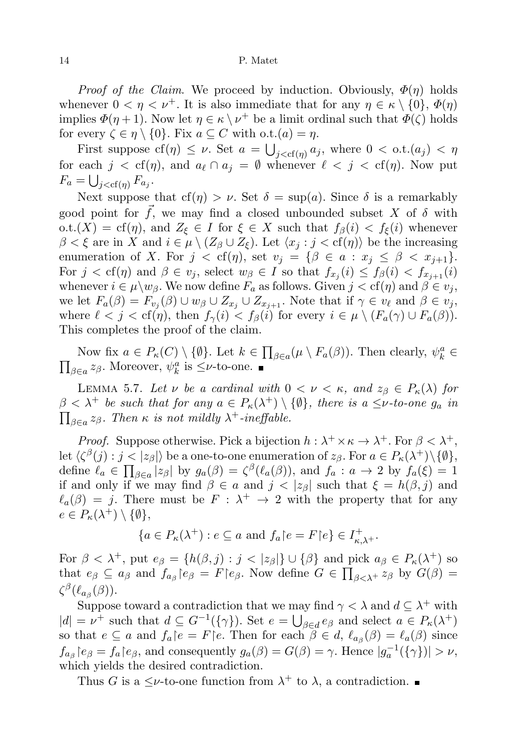*Proof of the Claim.* We proceed by induction. Obviously, $\Phi(\eta)$ holds whenever $0 < \eta < \nu^+$. It is also immediate that for any $\eta \in \kappa \setminus \{0\}$, $\Phi(\eta)$ implies $\Phi(\eta + 1)$. Now let $\eta \in \kappa \setminus \nu^+$ be a limit ordinal such that $\Phi(\zeta)$ holds for every $\zeta \in \eta \setminus \{0\}$. Fix $a \subseteq C$ with $\mathrm{o.t.}(a) = \eta$.

First suppose $\mathrm{cf}(\eta) \leq \nu$. Set $a = \bigcup_{j<\mathrm{cf}(\eta)} a_j$, where $0 < \mathrm{o.t.}(a_j) < \eta$ for each $j < \mathrm{cf}(\eta)$, and $a_\ell \cap a_j = \emptyset$ whenever $\ell < j < \mathrm{cf}(\eta)$. Now put $F_a = \bigcup_{j<\mathrm{cf}(\eta)} F_{a_j}$.

Next suppose that $\mathrm{cf}(\eta) > \nu$. Set $\delta = \sup(a)$. Since $\delta$ is a remarkably good point for $\vec{f}$, we may find a closed unbounded subset $X$ of $\delta$ with $\mathrm{o.t.}(X) = \mathrm{cf}(\eta)$, and $Z_\xi \in I$ for $\xi \in X$ such that $f_\beta(i) < f_\xi(i)$ whenever $\beta < \xi$ are in $X$ and $i \in \mu \setminus (Z_\beta \cup Z_\xi)$. Let $\langle x_j : j < \mathrm{cf}(\eta)\rangle$ be the increasing enumeration of $X$. For $j < \mathrm{cf}(\eta)$, set $v_j = \{\beta \in a : x_j \leq \beta < x_{j+1}\}$. For $j < \mathrm{cf}(\eta)$ and $\beta \in v_j$, select $w_\beta \in I$ so that $f_{x_j}(i) \leq f_\beta(i) < f_{x_{j+1}}(i)$ whenever $i \in \mu \setminus w_\beta$. We now define $F_a$ as follows. Given $j < \mathrm{cf}(\eta)$ and $\beta \in v_j$, we let $F_a(\beta) = F_{v_j}(\beta) \cup w_\beta \cup Z_{x_j} \cup Z_{x_{j+1}}$. Note that if $\gamma \in v_\ell$ and $\beta \in v_j$, where $\ell < j < \mathrm{cf}(\eta)$, then $f_\gamma(i) < f_\beta(i)$ for every $i \in \mu \setminus (F_a(\gamma) \cup F_a(\beta))$. This completes the proof of the claim.

Now fix $a \in P_\kappa(C) \setminus \{\emptyset\}$. Let $k \in \prod_{\beta \in a}(\mu \setminus F_a(\beta))$. Then clearly, $\psi^a_k \in \prod_{\beta \in a} z_\beta$. Moreover, $\psi^a_k$ is $\leq\nu$-to-one. ∎

Lemma 5.7. *Let $\nu$ be a cardinal with $0 < \nu < \kappa$, and $z_\beta \in P_\kappa(\lambda)$ for $\beta < \lambda^+$ be such that for any $a \in P_\kappa(\lambda^+) \setminus \{\emptyset\}$, there is a $\leq\nu$-to-one $g_a$ in $\prod_{\beta \in a} z_\beta$. Then $\kappa$ is not mildly $\lambda^+$-ineffable.*

*Proof.* Suppose otherwise. Pick a bijection $h : \lambda^+ \times \kappa \to \lambda^+$. For $\beta < \lambda^+$, let $\langle \zeta^\beta(j) : j < |z_\beta|\rangle$ be a one-to-one enumeration of $z_\beta$. For $a \in P_\kappa(\lambda^+) \setminus \{\emptyset\}$, define $\ell_a \in \prod_{\beta \in a} |z_\beta|$ by $g_a(\beta) = \zeta^\beta(\ell_a(\beta))$, and $f_a : a \to 2$ by $f_a(\xi) = 1$ if and only if we may find $\beta \in a$ and $j < |z_\beta|$ such that $\xi = h(\beta, j)$ and $\ell_a(\beta) = j$. There must be $F : \lambda^+ \to 2$ with the property that for any $e \in P_\kappa(\lambda^+) \setminus \{\emptyset\}$,

$$\{a \in P_\kappa(\lambda^+) : e \subseteq a \text{ and } f_a \restriction e = F \restriction e\} \in I^+_{\kappa,\lambda^+}.$$

For $\beta < \lambda^+$, put $e_\beta = \{h(\beta, j) : j < |z_\beta|\} \cup \{\beta\}$ and pick $a_\beta \in P_\kappa(\lambda^+)$ so that $e_\beta \subseteq a_\beta$ and $f_{a_\beta} \restriction e_\beta = F \restriction e_\beta$. Now define $G \in \prod_{\beta < \lambda^+} z_\beta$ by $G(\beta) = \zeta^\beta(\ell_{a_\beta}(\beta))$.

Suppose toward a contradiction that we may find $\gamma < \lambda$ and $d \subseteq \lambda^+$ with $|d| = \nu^+$ such that $d \subseteq G^{-1}(\{\gamma\})$. Set $e = \bigcup_{\beta \in d} e_\beta$ and select $a \in P_\kappa(\lambda^+)$ so that $e \subseteq a$ and $f_a \restriction e = F \restriction e$. Then for each $\beta \in d$, $\ell_{a_\beta}(\beta) = \ell_a(\beta)$ since $f_{a_\beta} \restriction e_\beta = f_a \restriction e_\beta$, and consequently $g_a(\beta) = G(\beta) = \gamma$. Hence $|g_a^{-1}(\{\gamma\})| > \nu$, which yields the desired contradiction.

Thus $G$ is a $\leq\nu$-to-one function from $\lambda^+$ to $\lambda$, a contradiction. ∎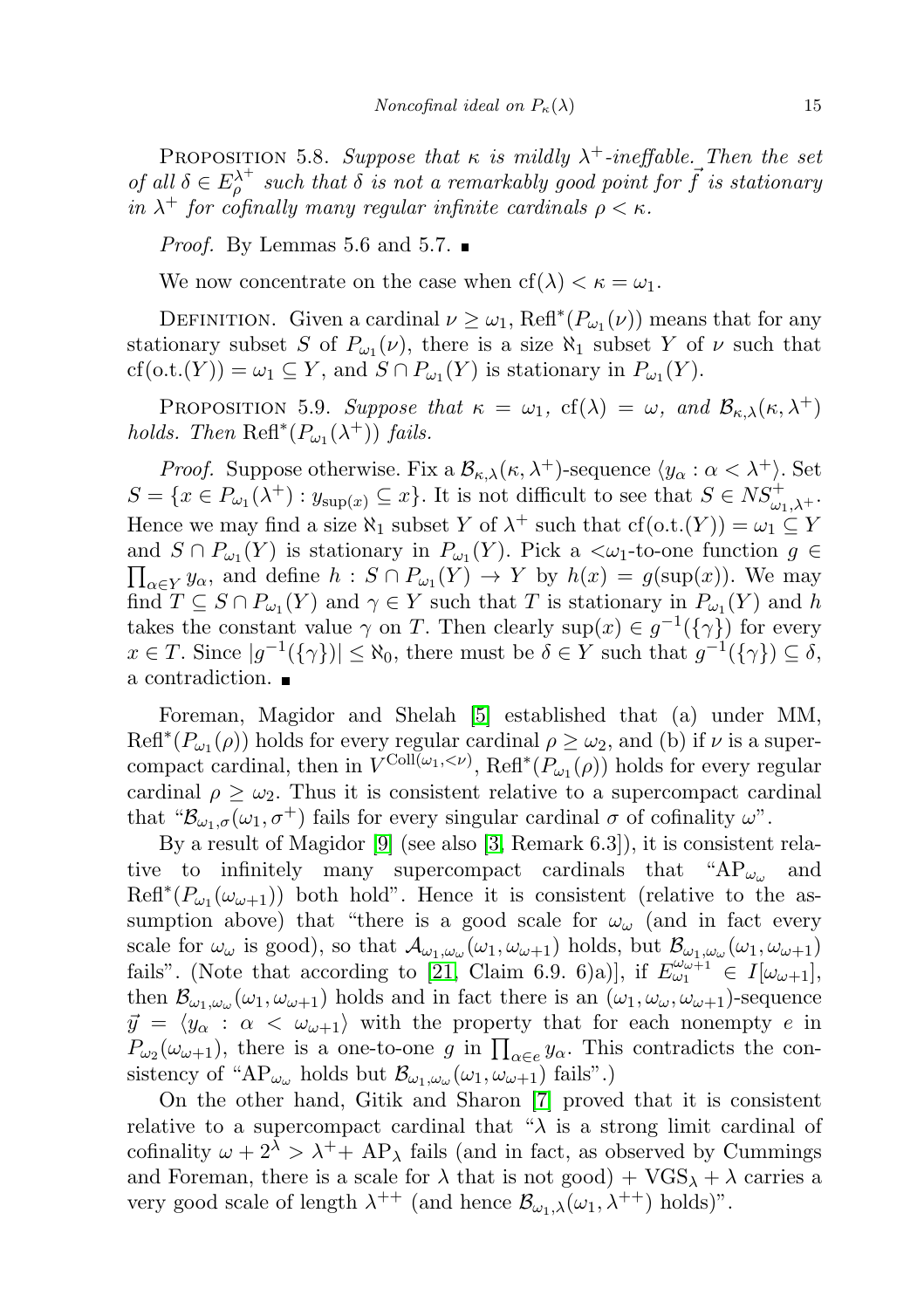Proposition 5.8. *Suppose that $\kappa$ is mildly $\lambda^+$-ineffable. Then the set of all $\delta \in E^{\lambda^+}_\rho$ such that $\delta$ is not a remarkably good point for $\vec{f}$ is stationary in $\lambda^+$ for cofinally many regular infinite cardinals $\rho < \kappa$.*

*Proof.* By Lemmas 5.6 and 5.7. ∎

We now concentrate on the case when $\mathrm{cf}(\lambda) < \kappa = \omega_1$.

Definition. Given a cardinal $\nu \geq \omega_1$, $\mathrm{Refl}^*(P_{\omega_1}(\nu))$ means that for any stationary subset $S$ of $P_{\omega_1}(\nu)$, there is a size $\aleph_1$ subset $Y$ of $\nu$ such that $\mathrm{cf}(\mathrm{o.t.}(Y)) = \omega_1 \subseteq Y$, and $S \cap P_{\omega_1}(Y)$ is stationary in $P_{\omega_1}(Y)$.

Proposition 5.9. *Suppose that $\kappa = \omega_1$, $\mathrm{cf}(\lambda) = \omega$, and $\mathcal{B}_{\kappa,\lambda}(\kappa, \lambda^+)$ holds. Then $\mathrm{Refl}^*(P_{\omega_1}(\lambda^+))$ fails.*

*Proof.* Suppose otherwise. Fix a $\mathcal{B}_{\kappa,\lambda}(\kappa, \lambda^+)$-sequence $\langle y_\alpha : \alpha < \lambda^+\rangle$. Set $S = \{x \in P_{\omega_1}(\lambda^+) : y_{\sup(x)} \subseteq x\}$. It is not difficult to see that $S \in NS^+_{\omega_1,\lambda^+}$. Hence we may find a size $\aleph_1$ subset $Y$ of $\lambda^+$ such that $\mathrm{cf}(\mathrm{o.t.}(Y)) = \omega_1 \subseteq Y$ and $S \cap P_{\omega_1}(Y)$ is stationary in $P_{\omega_1}(Y)$. Pick a $<\omega_1$-to-one function $g \in \prod_{\alpha \in Y} y_\alpha$, and define $h : S \cap P_{\omega_1}(Y) \to Y$ by $h(x) = g(\sup(x))$. We may find $T \subseteq S \cap P_{\omega_1}(Y)$ and $\gamma \in Y$ such that $T$ is stationary in $P_{\omega_1}(Y)$ and $h$ takes the constant value $\gamma$ on $T$. Then clearly $\sup(x) \in g^{-1}(\{\gamma\})$ for every $x \in T$. Since $|g^{-1}(\{\gamma\})| \leq \aleph_0$, there must be $\delta \in Y$ such that $g^{-1}(\{\gamma\}) \subseteq \delta$, a contradiction. ∎

Foreman, Magidor and Shelah [5] established that (a) under MM, $\mathrm{Refl}^*(P_{\omega_1}(\rho))$ holds for every regular cardinal $\rho \geq \omega_2$, and (b) if $\nu$ is a supercompact cardinal, then in $V^{\mathrm{Coll}(\omega_1,<\nu)}$, $\mathrm{Refl}^*(P_{\omega_1}(\rho))$ holds for every regular cardinal $\rho \geq \omega_2$. Thus it is consistent relative to a supercompact cardinal that "$\mathcal{B}_{\omega_1,\sigma}(\omega_1, \sigma^+)$ fails for every singular cardinal $\sigma$ of cofinality $\omega$".

By a result of Magidor [9] (see also [3, Remark 6.3]), it is consistent relative to infinitely many supercompact cardinals that "$\mathrm{AP}_{\omega_\omega}$ and $\mathrm{Refl}^*(P_{\omega_1}(\omega_{\omega+1}))$ both hold". Hence it is consistent (relative to the assumption above) that "there is a good scale for $\omega_\omega$ (and in fact every scale for $\omega_\omega$ is good), so that $\mathcal{A}_{\omega_1,\omega_\omega}(\omega_1, \omega_{\omega+1})$ holds, but $\mathcal{B}_{\omega_1,\omega_\omega}(\omega_1, \omega_{\omega+1})$ fails". (Note that according to [21, Claim 6.9. 6)a)], if $E^{\omega_{\omega+1}}_{\omega_1} \in I[\omega_{\omega+1}]$, then $\mathcal{B}_{\omega_1,\omega_\omega}(\omega_1, \omega_{\omega+1})$ holds and in fact there is an $(\omega_1, \omega_\omega, \omega_{\omega+1})$-sequence $\vec{y} = \langle y_\alpha : \alpha < \omega_{\omega+1}\rangle$ with the property that for each nonempty $e$ in $P_{\omega_2}(\omega_{\omega+1})$, there is a one-to-one $g$ in $\prod_{\alpha \in e} y_\alpha$. This contradicts the consistency of "$\mathrm{AP}_{\omega_\omega}$ holds but $\mathcal{B}_{\omega_1,\omega_\omega}(\omega_1, \omega_{\omega+1})$ fails".)

On the other hand, Gitik and Sharon [7] proved that it is consistent relative to a supercompact cardinal that "$\lambda$ is a strong limit cardinal of cofinality $\omega$ + $2^\lambda > \lambda^+$ + $\mathrm{AP}_\lambda$ fails (and in fact, as observed by Cummings and Foreman, there is a scale for $\lambda$ that is not good) + $\mathrm{VGS}_\lambda$ + $\lambda$ carries a very good scale of length $\lambda^{++}$ (and hence $\mathcal{B}_{\omega_1,\lambda}(\omega_1, \lambda^{++})$ holds)".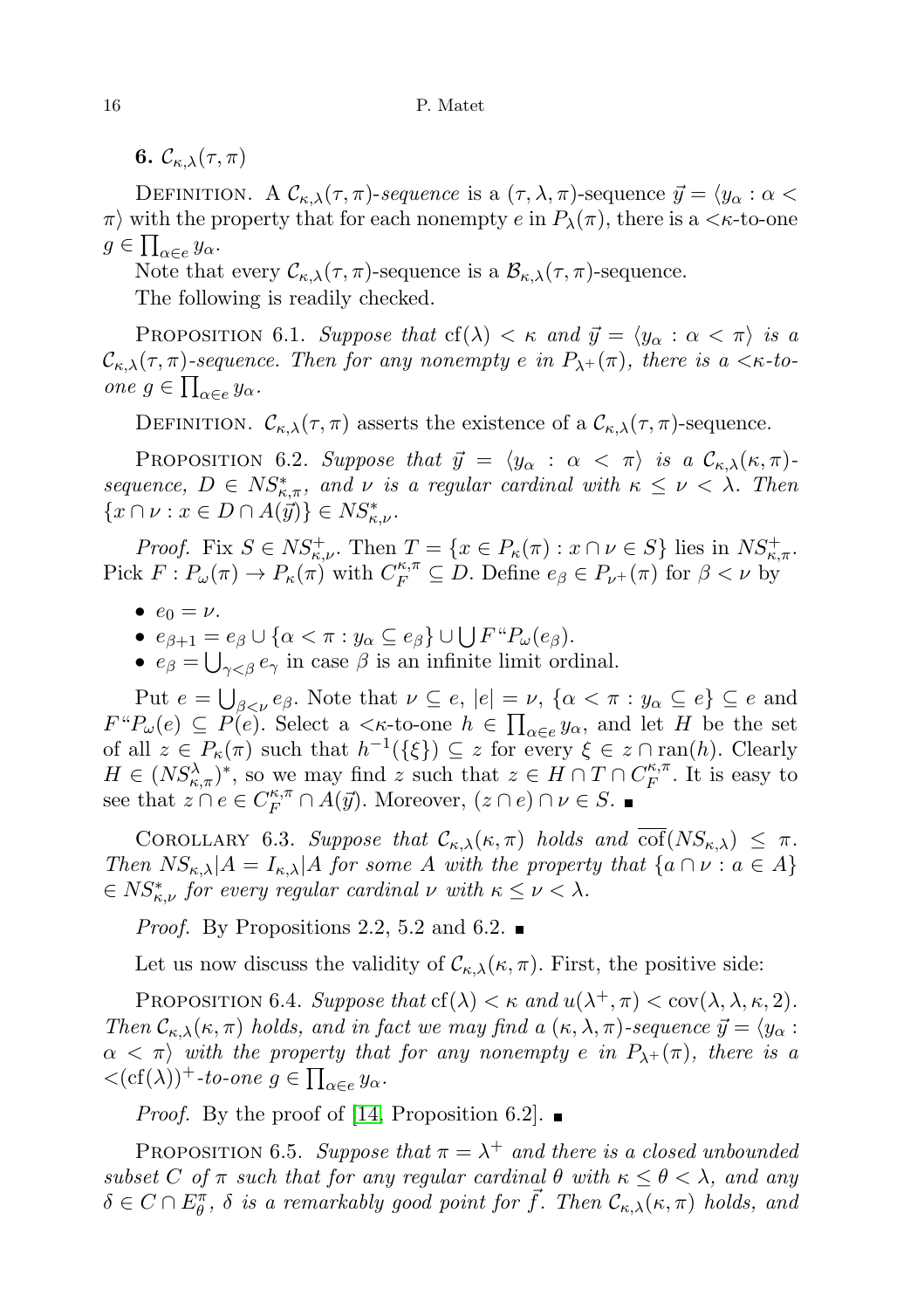## 6. $\mathcal{C}_{\kappa,\lambda}(\tau,\pi)$

DEFINITION. A *$\mathcal{C}_{\kappa,\lambda}(\tau,\pi)$-sequence* is a $(\tau,\lambda,\pi)$-sequence $\vec{y} = \langle y_\alpha : \alpha < \pi\rangle$ with the property that for each nonempty $e$ in $P_\lambda(\pi)$, there is a $<\kappa$-to-one $g \in \prod_{\alpha\in e} y_\alpha$.

Note that every $\mathcal{C}_{\kappa,\lambda}(\tau,\pi)$-sequence is a $\mathcal{B}_{\kappa,\lambda}(\tau,\pi)$-sequence.

The following is readily checked.

PROPOSITION 6.1. *Suppose that* $\mathrm{cf}(\lambda) < \kappa$ *and* $\vec{y} = \langle y_\alpha : \alpha < \pi\rangle$ *is a* $\mathcal{C}_{\kappa,\lambda}(\tau,\pi)$*-sequence. Then for any nonempty* $e$ *in* $P_{\lambda^+}(\pi)$*, there is a* $<\kappa$*-to-one* $g \in \prod_{\alpha\in e} y_\alpha$.

DEFINITION. $\mathcal{C}_{\kappa,\lambda}(\tau,\pi)$ asserts the existence of a $\mathcal{C}_{\kappa,\lambda}(\tau,\pi)$-sequence.

PROPOSITION 6.2. *Suppose that* $\vec{y} = \langle y_\alpha : \alpha < \pi\rangle$ *is a* $\mathcal{C}_{\kappa,\lambda}(\kappa,\pi)$*-sequence,* $D \in NS^*_{\kappa,\pi}$*, and* $\nu$ *is a regular cardinal with* $\kappa \le \nu < \lambda$*. Then* $\{x\cap\nu : x \in D\cap A(\vec{y})\} \in NS^*_{\kappa,\nu}$.

*Proof.* Fix $S \in NS^+_{\kappa,\nu}$. Then $T = \{x \in P_\kappa(\pi) : x\cap\nu \in S\}$ lies in $NS^+_{\kappa,\pi}$. Pick $F : P_\omega(\pi) \to P_\kappa(\pi)$ with $C_F^{\kappa,\pi} \subseteq D$. Define $e_\beta \in P_{\nu^+}(\pi)$ for $\beta < \nu$ by

- $e_0 = \nu$.
- $e_{\beta+1} = e_\beta \cup \{\alpha < \pi : y_\alpha \subseteq e_\beta\} \cup \bigcup F``P_\omega(e_\beta)$.
- $e_\beta = \bigcup_{\gamma<\beta} e_\gamma$ in case $\beta$ is an infinite limit ordinal.

Put $e = \bigcup_{\beta<\nu} e_\beta$. Note that $\nu \subseteq e$, $|e| = \nu$, $\{\alpha < \pi : y_\alpha \subseteq e\} \subseteq e$ and $F``P_\omega(e) \subseteq P(e)$. Select a $<\kappa$-to-one $h \in \prod_{\alpha\in e} y_\alpha$, and let $H$ be the set of all $z \in P_\kappa(\pi)$ such that $h^{-1}(\{\xi\}) \subseteq z$ for every $\xi \in z\cap\mathrm{ran}(h)$. Clearly $H \in (NS^\lambda_{\kappa,\pi})^*$, so we may find $z$ such that $z \in H\cap T\cap C_F^{\kappa,\pi}$. It is easy to see that $z\cap e \in C_F^{\kappa,\pi} \cap A(\vec{y})$. Moreover, $(z\cap e)\cap\nu \in S$. ∎

COROLLARY 6.3. *Suppose that* $\mathcal{C}_{\kappa,\lambda}(\kappa,\pi)$ *holds and* $\overline{\mathrm{cof}}(NS_{\kappa,\lambda}) \le \pi$*. Then* $NS_{\kappa,\lambda}|A = I_{\kappa,\lambda}|A$ *for some* $A$ *with the property that* $\{a\cap\nu : a \in A\} \in NS^*_{\kappa,\nu}$ *for every regular cardinal* $\nu$ *with* $\kappa \le \nu < \lambda$.

*Proof.* By Propositions 2.2, 5.2 and 6.2. ∎

Let us now discuss the validity of $\mathcal{C}_{\kappa,\lambda}(\kappa,\pi)$. First, the positive side:

PROPOSITION 6.4. *Suppose that* $\mathrm{cf}(\lambda) < \kappa$ *and* $u(\lambda^+,\pi) < \mathrm{cov}(\lambda,\lambda,\kappa,2)$*. Then* $\mathcal{C}_{\kappa,\lambda}(\kappa,\pi)$ *holds, and in fact we may find a* $(\kappa,\lambda,\pi)$*-sequence* $\vec{y} = \langle y_\alpha : \alpha < \pi\rangle$ *with the property that for any nonempty* $e$ *in* $P_{\lambda^+}(\pi)$*, there is a* $<(\mathrm{cf}(\lambda))^+$*-to-one* $g \in \prod_{\alpha\in e} y_\alpha$.

*Proof.* By the proof of [14, Proposition 6.2]. ∎

PROPOSITION 6.5. *Suppose that* $\pi = \lambda^+$ *and there is a closed unbounded subset* $C$ *of* $\pi$ *such that for any regular cardinal* $\theta$ *with* $\kappa \le \theta < \lambda$*, and any* $\delta \in C\cap E^\pi_\theta$*,* $\delta$ *is a remarkably good point for* $\vec{f}$*. Then* $\mathcal{C}_{\kappa,\lambda}(\kappa,\pi)$ *holds, and*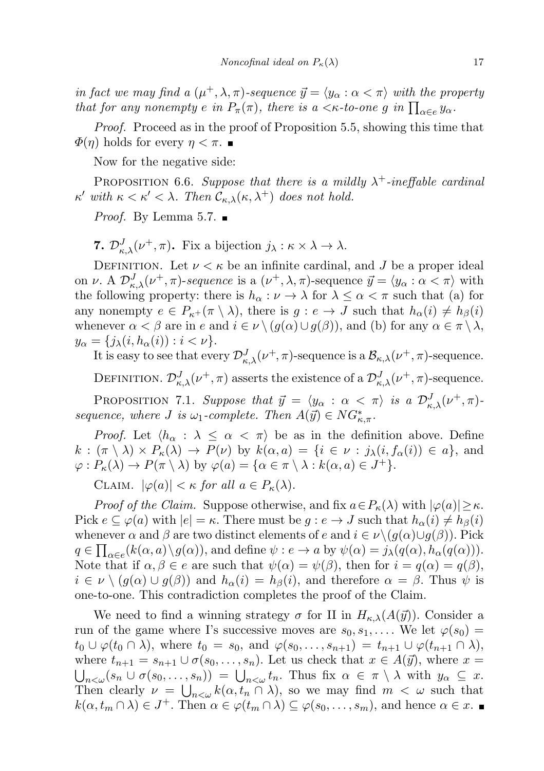*in fact we may find a $(\mu^+, \lambda, \pi)$-sequence $\vec{y} = \langle y_\alpha : \alpha < \pi\rangle$ with the property that for any nonempty $e$ in $P_\pi(\pi)$, there is a $<\kappa$-to-one $g$ in $\prod_{\alpha\in e} y_\alpha$.*

*Proof.* Proceed as in the proof of Proposition 5.5, showing this time that $\Phi(\eta)$ holds for every $\eta < \pi$. ∎

Now for the negative side:

Proposition 6.6. *Suppose that there is a mildly $\lambda^+$-ineffable cardinal $\kappa'$ with $\kappa < \kappa' < \lambda$. Then $\mathcal{C}_{\kappa,\lambda}(\kappa, \lambda^+)$ does not hold.*

*Proof.* By Lemma 5.7. ∎

## 7. $\mathcal{D}^J_{\kappa,\lambda}(\nu^+, \pi)$.

Fix a bijection $j_\lambda : \kappa \times \lambda \to \lambda$.

Definition. Let $\nu < \kappa$ be an infinite cardinal, and $J$ be a proper ideal on $\nu$. A $\mathcal{D}^J_{\kappa,\lambda}(\nu^+, \pi)$*-sequence* is a $(\nu^+, \lambda, \pi)$-sequence $\vec{y} = \langle y_\alpha : \alpha < \pi\rangle$ with the following property: there is $h_\alpha : \nu \to \lambda$ for $\lambda \le \alpha < \pi$ such that (a) for any nonempty $e \in P_{\kappa^+}(\pi \setminus \lambda)$, there is $g : e \to J$ such that $h_\alpha(i) \ne h_\beta(i)$ whenever $\alpha < \beta$ are in $e$ and $i \in \nu \setminus (g(\alpha) \cup g(\beta))$, and (b) for any $\alpha \in \pi \setminus \lambda$, $y_\alpha = \{j_\lambda(i, h_\alpha(i)) : i < \nu\}$.

It is easy to see that every $\mathcal{D}^J_{\kappa,\lambda}(\nu^+, \pi)$-sequence is a $\mathcal{B}_{\kappa,\lambda}(\nu^+, \pi)$-sequence.

Definition. $\mathcal{D}^J_{\kappa,\lambda}(\nu^+, \pi)$ asserts the existence of a $\mathcal{D}^J_{\kappa,\lambda}(\nu^+, \pi)$-sequence.

Proposition 7.1. *Suppose that $\vec{y} = \langle y_\alpha : \alpha < \pi\rangle$ is a $\mathcal{D}^J_{\kappa,\lambda}(\nu^+, \pi)$-sequence, where $J$ is $\omega_1$-complete. Then $A(\vec{y}) \in NG^*_{\kappa,\pi}$.*

*Proof.* Let $\langle h_\alpha : \lambda \le \alpha < \pi\rangle$ be as in the definition above. Define $k : (\pi \setminus \lambda) \times P_\kappa(\lambda) \to P(\nu)$ by $k(\alpha, a) = \{i \in \nu : j_\lambda(i, f_\alpha(i)) \in a\}$, and $\varphi : P_\kappa(\lambda) \to P(\pi \setminus \lambda)$ by $\varphi(a) = \{\alpha \in \pi \setminus \lambda : k(\alpha, a) \in J^+\}$.

Claim. *$|\varphi(a)| < \kappa$ for all $a \in P_\kappa(\lambda)$.*

*Proof of the Claim.* Suppose otherwise, and fix $a \in P_\kappa(\lambda)$ with $|\varphi(a)| \ge \kappa$. Pick $e \subseteq \varphi(a)$ with $|e| = \kappa$. There must be $g : e \to J$ such that $h_\alpha(i) \ne h_\beta(i)$ whenever $\alpha$ and $\beta$ are two distinct elements of $e$ and $i \in \nu \setminus (g(\alpha) \cup g(\beta))$. Pick $q \in \prod_{\alpha\in e}(k(\alpha, a) \setminus g(\alpha))$, and define $\psi : e \to a$ by $\psi(\alpha) = j_\lambda(q(\alpha), h_\alpha(q(\alpha)))$. Note that if $\alpha, \beta \in e$ are such that $\psi(\alpha) = \psi(\beta)$, then for $i = q(\alpha) = q(\beta)$, $i \in \nu \setminus (g(\alpha) \cup g(\beta))$ and $h_\alpha(i) = h_\beta(i)$, and therefore $\alpha = \beta$. Thus $\psi$ is one-to-one. This contradiction completes the proof of the Claim.

We need to find a winning strategy $\sigma$ for II in $H_{\kappa,\lambda}(A(\vec{y}))$. Consider a run of the game where I's successive moves are $s_0, s_1, \ldots$. We let $\varphi(s_0) = t_0 \cup \varphi(t_0 \cap \lambda)$, where $t_0 = s_0$, and $\varphi(s_0, \ldots, s_{n+1}) = t_{n+1} \cup \varphi(t_{n+1} \cap \lambda)$, where $t_{n+1} = s_{n+1} \cup \sigma(s_0, \ldots, s_n)$. Let us check that $x \in A(\vec{y})$, where $x = \bigcup_{n<\omega}(s_n \cup \sigma(s_0, \ldots, s_n)) = \bigcup_{n<\omega} t_n$. Thus fix $\alpha \in \pi \setminus \lambda$ with $y_\alpha \subseteq x$. Then clearly $\nu = \bigcup_{n<\omega} k(\alpha, t_n \cap \lambda)$, so we may find $m < \omega$ such that $k(\alpha, t_m \cap \lambda) \in J^+$. Then $\alpha \in \varphi(t_m \cap \lambda) \subseteq \varphi(s_0, \ldots, s_m)$, and hence $\alpha \in x$. ∎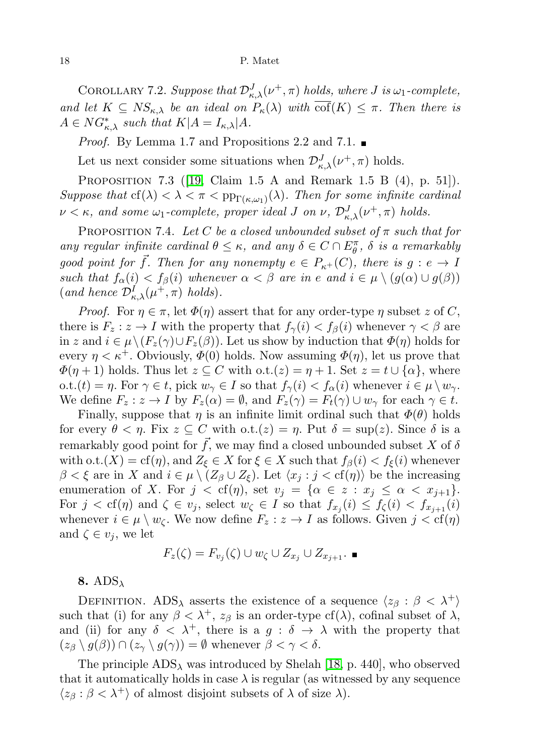Corollary 7.2. *Suppose that $\mathcal{D}^J_{\kappa,\lambda}(\nu^+,\pi)$ holds, where $J$ is $\omega_1$-complete, and let $K \subseteq NS_{\kappa,\lambda}$ be an ideal on $P_\kappa(\lambda)$ with $\overline{\mathrm{cof}}(K) \leq \pi$. Then there is $A \in NG^*_{\kappa,\lambda}$ such that $K|A = I_{\kappa,\lambda}|A$.*

*Proof.* By Lemma 1.7 and Propositions 2.2 and 7.1. ∎

Let us next consider some situations when $\mathcal{D}^J_{\kappa,\lambda}(\nu^+,\pi)$ holds.

Proposition 7.3 ([19, Claim 1.5 A and Remark 1.5 B (4), p. 51]). *Suppose that $\mathrm{cf}(\lambda) < \lambda < \pi < \mathrm{pp}_{\Gamma(\kappa,\omega_1)}(\lambda)$. Then for some infinite cardinal $\nu < \kappa$, and some $\omega_1$-complete, proper ideal $J$ on $\nu$, $\mathcal{D}^J_{\kappa,\lambda}(\nu^+,\pi)$ holds.*

Proposition 7.4. *Let $C$ be a closed unbounded subset of $\pi$ such that for any regular infinite cardinal $\theta \leq \kappa$, and any $\delta \in C \cap E^\pi_\theta$, $\delta$ is a remarkably good point for $\vec{f}$. Then for any nonempty $e \in P_{\kappa^+}(C)$, there is $g : e \to I$ such that $f_\alpha(i) < f_\beta(i)$ whenever $\alpha < \beta$ are in $e$ and $i \in \mu \setminus (g(\alpha) \cup g(\beta))$ (and hence $\mathcal{D}^I_{\kappa,\lambda}(\mu^+,\pi)$ holds).*

*Proof.* For $\eta \in \pi$, let $\Phi(\eta)$ assert that for any order-type $\eta$ subset $z$ of $C$, there is $F_z : z \to I$ with the property that $f_\gamma(i) < f_\beta(i)$ whenever $\gamma < \beta$ are in $z$ and $i \in \mu \setminus (F_z(\gamma) \cup F_z(\beta))$. Let us show by induction that $\Phi(\eta)$ holds for every $\eta < \kappa^+$. Obviously, $\Phi(0)$ holds. Now assuming $\Phi(\eta)$, let us prove that $\Phi(\eta+1)$ holds. Thus let $z \subseteq C$ with $\mathrm{o.t.}(z) = \eta + 1$. Set $z = t \cup \{\alpha\}$, where $\mathrm{o.t.}(t) = \eta$. For $\gamma \in t$, pick $w_\gamma \in I$ so that $f_\gamma(i) < f_\alpha(i)$ whenever $i \in \mu \setminus w_\gamma$. We define $F_z : z \to I$ by $F_z(\alpha) = \emptyset$, and $F_z(\gamma) = F_t(\gamma) \cup w_\gamma$ for each $\gamma \in t$.

Finally, suppose that $\eta$ is an infinite limit ordinal such that $\Phi(\theta)$ holds for every $\theta < \eta$. Fix $z \subseteq C$ with $\mathrm{o.t.}(z) = \eta$. Put $\delta = \sup(z)$. Since $\delta$ is a remarkably good point for $\vec{f}$, we may find a closed unbounded subset $X$ of $\delta$ with $\mathrm{o.t.}(X) = \mathrm{cf}(\eta)$, and $Z_\xi \in X$ for $\xi \in X$ such that $f_\beta(i) < f_\xi(i)$ whenever $\beta < \xi$ are in $X$ and $i \in \mu \setminus (Z_\beta \cup Z_\xi)$. Let $\langle x_j : j < \mathrm{cf}(\eta)\rangle$ be the increasing enumeration of $X$. For $j < \mathrm{cf}(\eta)$, set $v_j = \{\alpha \in z : x_j \leq \alpha < x_{j+1}\}$. For $j < \mathrm{cf}(\eta)$ and $\zeta \in v_j$, select $w_\zeta \in I$ so that $f_{x_j}(i) \leq f_\zeta(i) < f_{x_{j+1}}(i)$ whenever $i \in \mu \setminus w_\zeta$. We now define $F_z : z \to I$ as follows. Given $j < \mathrm{cf}(\eta)$ and $\zeta \in v_j$, we let

$$F_z(\zeta) = F_{v_j}(\zeta) \cup w_\zeta \cup Z_{x_j} \cup Z_{x_{j+1}}. \ ∎$$

## 8. $\mathrm{ADS}_\lambda$

Definition. $\mathrm{ADS}_\lambda$ asserts the existence of a sequence $\langle z_\beta : \beta < \lambda^+\rangle$ such that (i) for any $\beta < \lambda^+$, $z_\beta$ is an order-type $\mathrm{cf}(\lambda)$, cofinal subset of $\lambda$, and (ii) for any $\delta < \lambda^+$, there is a $g : \delta \to \lambda$ with the property that $(z_\beta \setminus g(\beta)) \cap (z_\gamma \setminus g(\gamma)) = \emptyset$ whenever $\beta < \gamma < \delta$.

The principle $\mathrm{ADS}_\lambda$ was introduced by Shelah [18, p. 440], who observed that it automatically holds in case $\lambda$ is regular (as witnessed by any sequence $\langle z_\beta : \beta < \lambda^+\rangle$ of almost disjoint subsets of $\lambda$ of size $\lambda$).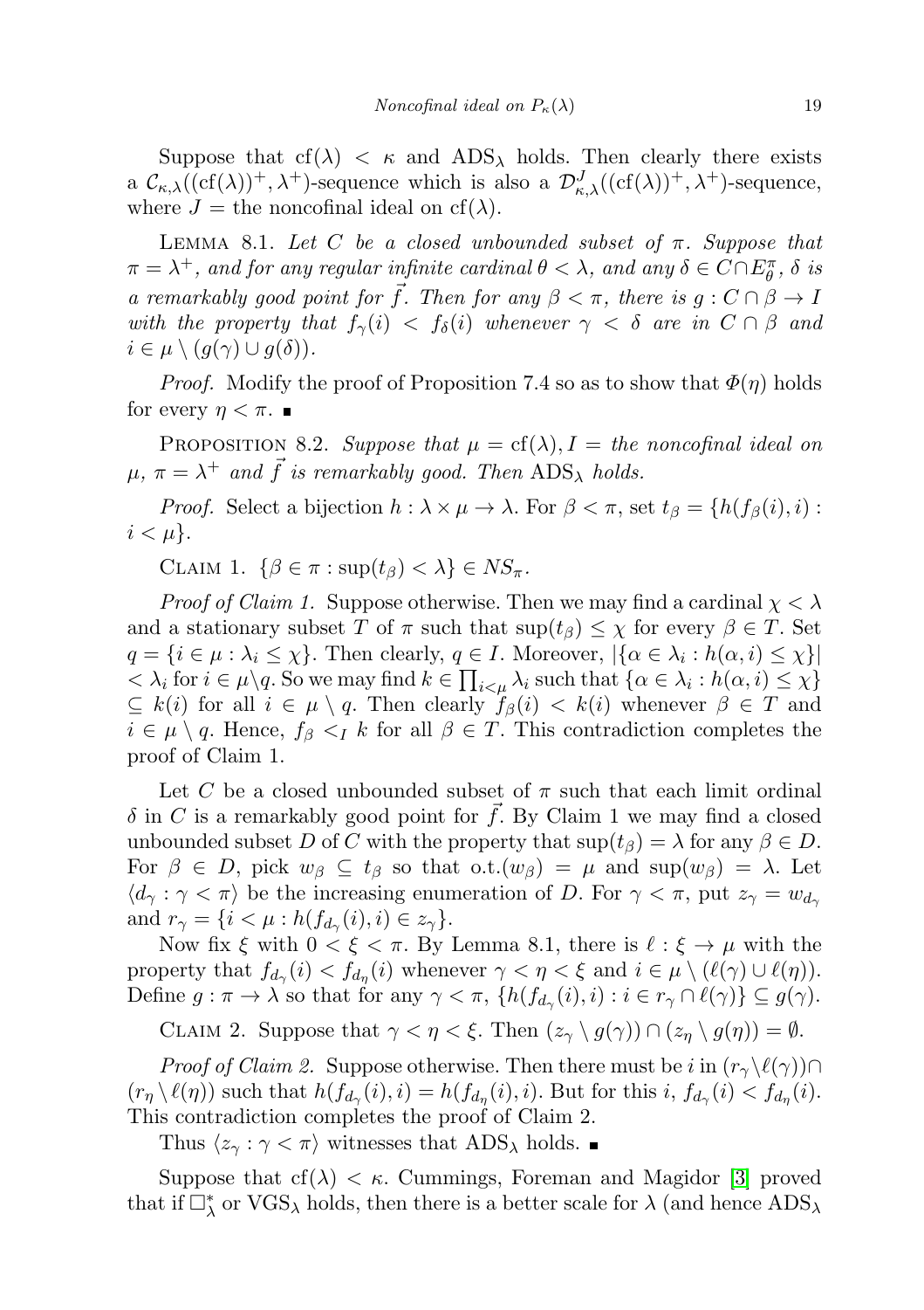Suppose that $\mathrm{cf}(\lambda) < \kappa$ and $\mathrm{ADS}_\lambda$ holds. Then clearly there exists a $\mathcal{C}_{\kappa,\lambda}((\mathrm{cf}(\lambda))^+, \lambda^+)$-sequence which is also a $\mathcal{D}^J_{\kappa,\lambda}((\mathrm{cf}(\lambda))^+, \lambda^+)$-sequence, where $J =$ the noncofinal ideal on $\mathrm{cf}(\lambda)$.

LEMMA 8.1. *Let $C$ be a closed unbounded subset of $\pi$. Suppose that $\pi = \lambda^+$, and for any regular infinite cardinal $\theta < \lambda$, and any $\delta \in C \cap E^\pi_\theta$, $\delta$ is a remarkably good point for $\vec{f}$. Then for any $\beta < \pi$, there is $g : C \cap \beta \to I$ with the property that $f_\gamma(i) < f_\delta(i)$ whenever $\gamma < \delta$ are in $C \cap \beta$ and $i \in \mu \setminus (g(\gamma) \cup g(\delta))$.*

*Proof.* Modify the proof of Proposition 7.4 so as to show that $\Phi(\eta)$ holds for every $\eta < \pi$. ∎

PROPOSITION 8.2. *Suppose that $\mu = \mathrm{cf}(\lambda), I =$ the noncofinal ideal on $\mu$, $\pi = \lambda^+$ and $\vec{f}$ is remarkably good. Then $\mathrm{ADS}_\lambda$ holds.*

*Proof.* Select a bijection $h : \lambda \times \mu \to \lambda$. For $\beta < \pi$, set $t_\beta = \{h(f_\beta(i), i) : i < \mu\}$.

CLAIM 1. $\{\beta \in \pi : \sup(t_\beta) < \lambda\} \in NS_\pi$.

*Proof of Claim 1.* Suppose otherwise. Then we may find a cardinal $\chi < \lambda$ and a stationary subset $T$ of $\pi$ such that $\sup(t_\beta) \leq \chi$ for every $\beta \in T$. Set $q = \{i \in \mu : \lambda_i \leq \chi\}$. Then clearly, $q \in I$. Moreover, $|\{\alpha \in \lambda_i : h(\alpha, i) \leq \chi\}| < \lambda_i$ for $i \in \mu \setminus q$. So we may find $k \in \prod_{i<\mu} \lambda_i$ such that $\{\alpha \in \lambda_i : h(\alpha, i) \leq \chi\} \subseteq k(i)$ for all $i \in \mu \setminus q$. Then clearly $f_\beta(i) < k(i)$ whenever $\beta \in T$ and $i \in \mu \setminus q$. Hence, $f_\beta <_I k$ for all $\beta \in T$. This contradiction completes the proof of Claim 1.

Let $C$ be a closed unbounded subset of $\pi$ such that each limit ordinal $\delta$ in $C$ is a remarkably good point for $\vec{f}$. By Claim 1 we may find a closed unbounded subset $D$ of $C$ with the property that $\sup(t_\beta) = \lambda$ for any $\beta \in D$. For $\beta \in D$, pick $w_\beta \subseteq t_\beta$ so that $\mathrm{o.t.}(w_\beta) = \mu$ and $\sup(w_\beta) = \lambda$. Let $\langle d_\gamma : \gamma < \pi\rangle$ be the increasing enumeration of $D$. For $\gamma < \pi$, put $z_\gamma = w_{d_\gamma}$ and $r_\gamma = \{i < \mu : h(f_{d_\gamma}(i), i) \in z_\gamma\}$.

Now fix $\xi$ with $0 < \xi < \pi$. By Lemma 8.1, there is $\ell : \xi \to \mu$ with the property that $f_{d_\gamma}(i) < f_{d_\eta}(i)$ whenever $\gamma < \eta < \xi$ and $i \in \mu \setminus (\ell(\gamma) \cup \ell(\eta))$. Define $g : \pi \to \lambda$ so that for any $\gamma < \pi$, $\{h(f_{d_\gamma}(i), i) : i \in r_\gamma \cap \ell(\gamma)\} \subseteq g(\gamma)$.

CLAIM 2. Suppose that $\gamma < \eta < \xi$. Then $(z_\gamma \setminus g(\gamma)) \cap (z_\eta \setminus g(\eta)) = \emptyset$.

*Proof of Claim 2.* Suppose otherwise. Then there must be $i$ in $(r_\gamma \setminus \ell(\gamma)) \cap (r_\eta \setminus \ell(\eta))$ such that $h(f_{d_\gamma}(i), i) = h(f_{d_\eta}(i), i)$. But for this $i$, $f_{d_\gamma}(i) < f_{d_\eta}(i)$. This contradiction completes the proof of Claim 2.

Thus $\langle z_\gamma : \gamma < \pi\rangle$ witnesses that $\mathrm{ADS}_\lambda$ holds. ∎

Suppose that $\mathrm{cf}(\lambda) < \kappa$. Cummings, Foreman and Magidor [3] proved that if $\square^*_\lambda$ or $\mathrm{VGS}_\lambda$ holds, then there is a better scale for $\lambda$ (and hence $\mathrm{ADS}_\lambda$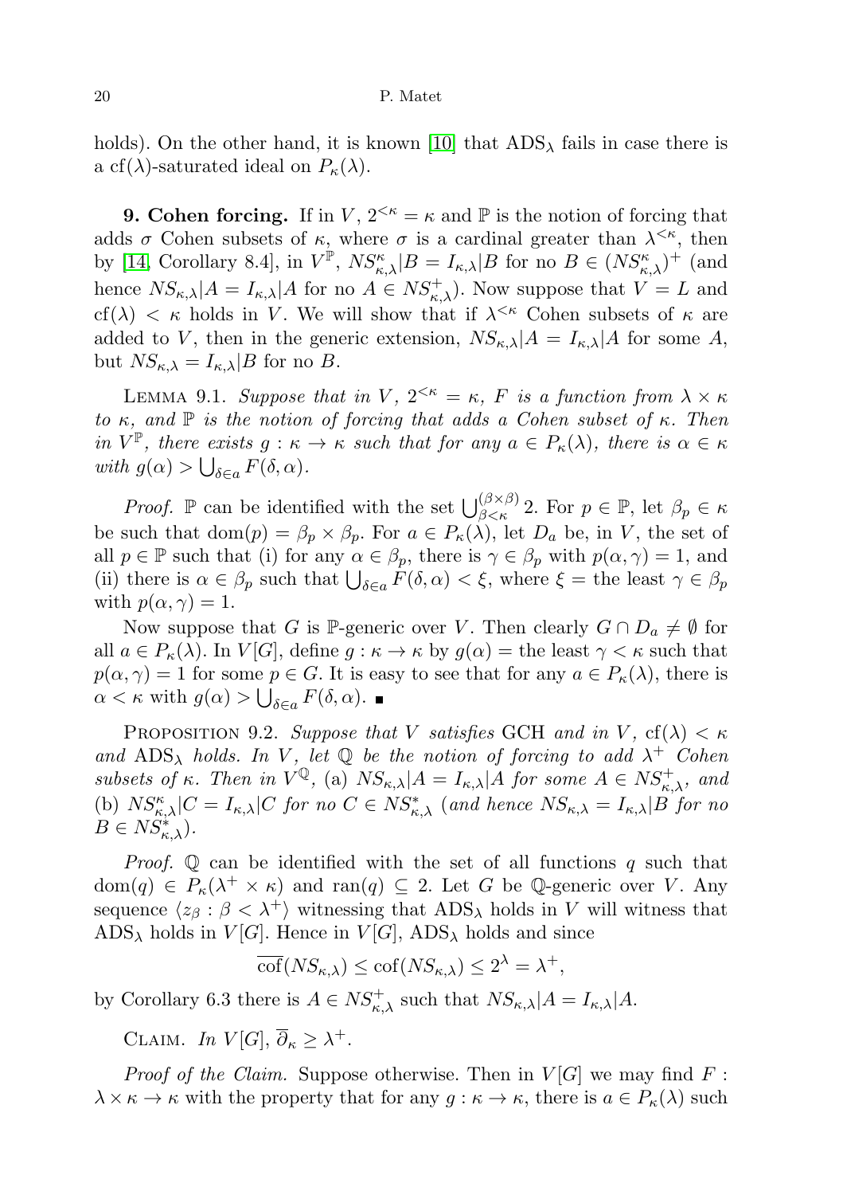holds). On the other hand, it is known [10] that $\mathrm{ADS}_\lambda$ fails in case there is a $\mathrm{cf}(\lambda)$-saturated ideal on $P_\kappa(\lambda)$.

**9. Cohen forcing.** If in $V$, $2^{<\kappa} = \kappa$ and $\mathbb{P}$ is the notion of forcing that adds $\sigma$ Cohen subsets of $\kappa$, where $\sigma$ is a cardinal greater than $\lambda^{<\kappa}$, then by [14, Corollary 8.4], in $V^{\mathbb{P}}$, $NS^\kappa_{\kappa,\lambda}|B = I_{\kappa,\lambda}|B$ for no $B \in (NS^\kappa_{\kappa,\lambda})^+$ (and hence $NS_{\kappa,\lambda}|A = I_{\kappa,\lambda}|A$ for no $A \in NS^+_{\kappa,\lambda}$). Now suppose that $V = L$ and $\mathrm{cf}(\lambda) < \kappa$ holds in $V$. We will show that if $\lambda^{<\kappa}$ Cohen subsets of $\kappa$ are added to $V$, then in the generic extension, $NS_{\kappa,\lambda}|A = I_{\kappa,\lambda}|A$ for some $A$, but $NS_{\kappa,\lambda} = I_{\kappa,\lambda}|B$ for no $B$.

Lemma 9.1. *Suppose that in $V$, $2^{<\kappa} = \kappa$, $F$ is a function from $\lambda \times \kappa$ to $\kappa$, and $\mathbb{P}$ is the notion of forcing that adds a Cohen subset of $\kappa$. Then in $V^{\mathbb{P}}$, there exists $g : \kappa \to \kappa$ such that for any $a \in P_\kappa(\lambda)$, there is $\alpha \in \kappa$ with $g(\alpha) > \bigcup_{\delta \in a} F(\delta, \alpha)$.*

*Proof.* $\mathbb{P}$ can be identified with the set $\bigcup_{\beta<\kappa}^{(\beta\times\beta)} 2$. For $p \in \mathbb{P}$, let $\beta_p \in \kappa$ be such that $\mathrm{dom}(p) = \beta_p \times \beta_p$. For $a \in P_\kappa(\lambda)$, let $D_a$ be, in $V$, the set of all $p \in \mathbb{P}$ such that (i) for any $\alpha \in \beta_p$, there is $\gamma \in \beta_p$ with $p(\alpha, \gamma) = 1$, and (ii) there is $\alpha \in \beta_p$ such that $\bigcup_{\delta \in a} F(\delta, \alpha) < \xi$, where $\xi =$ the least $\gamma \in \beta_p$ with $p(\alpha, \gamma) = 1$.

Now suppose that $G$ is $\mathbb{P}$-generic over $V$. Then clearly $G \cap D_a \neq \emptyset$ for all $a \in P_\kappa(\lambda)$. In $V[G]$, define $g : \kappa \to \kappa$ by $g(\alpha) =$ the least $\gamma < \kappa$ such that $p(\alpha, \gamma) = 1$ for some $p \in G$. It is easy to see that for any $a \in P_\kappa(\lambda)$, there is $\alpha < \kappa$ with $g(\alpha) > \bigcup_{\delta \in a} F(\delta, \alpha)$. ∎

Proposition 9.2. *Suppose that $V$ satisfies* GCH *and in $V$, $\mathrm{cf}(\lambda) < \kappa$ and $\mathrm{ADS}_\lambda$ holds. In $V$, let $\mathbb{Q}$ be the notion of forcing to add $\lambda^+$ Cohen subsets of $\kappa$. Then in $V^{\mathbb{Q}}$,* (a) *$NS_{\kappa,\lambda}|A = I_{\kappa,\lambda}|A$ for some $A \in NS^+_{\kappa,\lambda}$, and* (b) *$NS^\kappa_{\kappa,\lambda}|C = I_{\kappa,\lambda}|C$ for no $C \in NS^*_{\kappa,\lambda}$ (and hence $NS_{\kappa,\lambda} = I_{\kappa,\lambda}|B$ for no $B \in NS^*_{\kappa,\lambda}$).*

*Proof.* $\mathbb{Q}$ can be identified with the set of all functions $q$ such that $\mathrm{dom}(q) \in P_\kappa(\lambda^+ \times \kappa)$ and $\mathrm{ran}(q) \subseteq 2$. Let $G$ be $\mathbb{Q}$-generic over $V$. Any sequence $\langle z_\beta : \beta < \lambda^+ \rangle$ witnessing that $\mathrm{ADS}_\lambda$ holds in $V$ will witness that $\mathrm{ADS}_\lambda$ holds in $V[G]$. Hence in $V[G]$, $\mathrm{ADS}_\lambda$ holds and since

$$\overline{\mathrm{cof}}(NS_{\kappa,\lambda}) \le \mathrm{cof}(NS_{\kappa,\lambda}) \le 2^\lambda = \lambda^+,$$

by Corollary 6.3 there is $A \in NS^+_{\kappa,\lambda}$ such that $NS_{\kappa,\lambda}|A = I_{\kappa,\lambda}|A$.

Claim. *In $V[G]$, $\overline{\partial}_\kappa \ge \lambda^+$.*

*Proof of the Claim.* Suppose otherwise. Then in $V[G]$ we may find $F : \lambda \times \kappa \to \kappa$ with the property that for any $g : \kappa \to \kappa$, there is $a \in P_\kappa(\lambda)$ such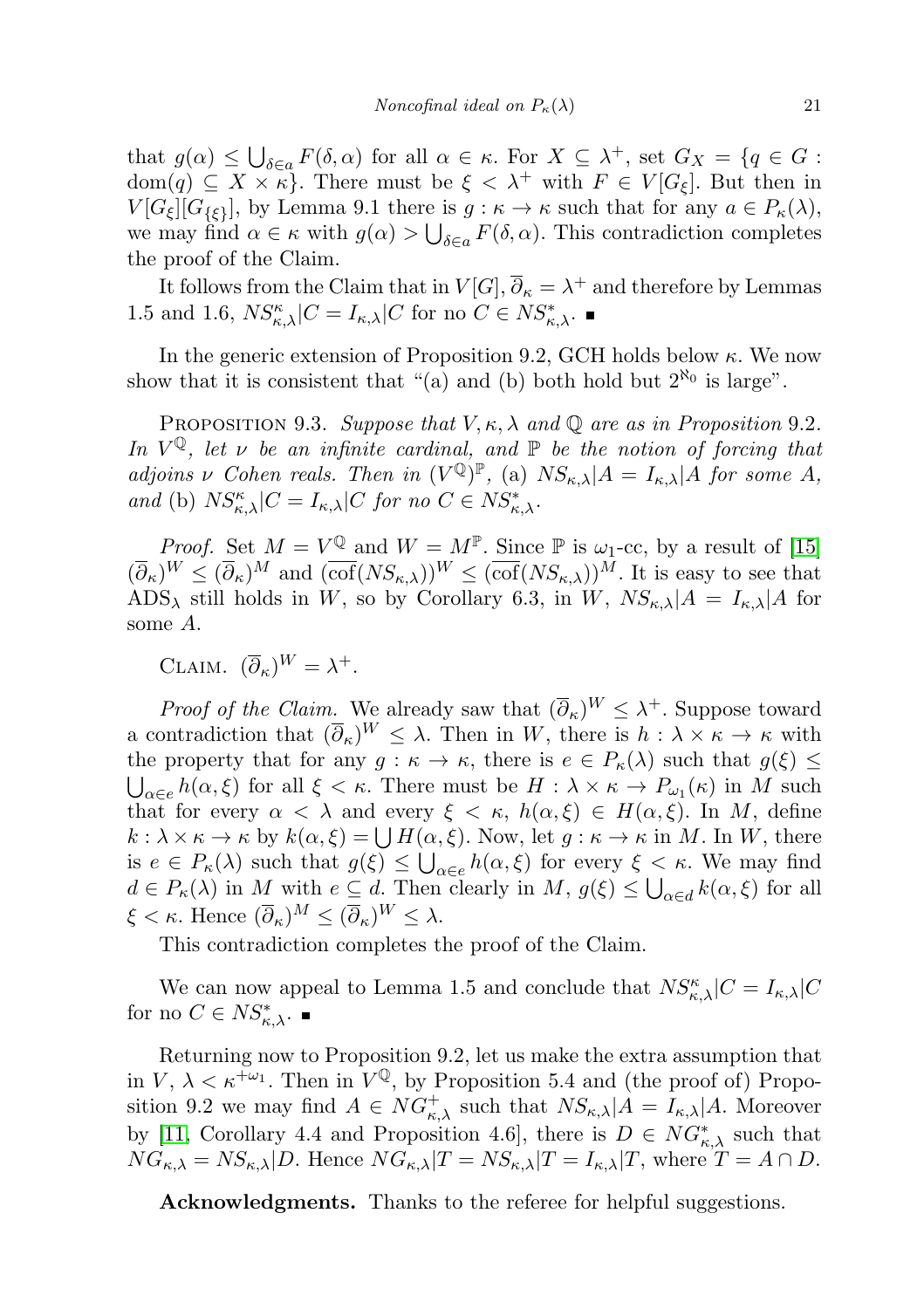that $g(\alpha) \leq \bigcup_{\delta\in a} F(\delta,\alpha)$ for all $\alpha \in \kappa$. For $X \subseteq \lambda^+$, set $G_X = \{q \in G : \mathrm{dom}(q) \subseteq X \times \kappa\}$. There must be $\xi < \lambda^+$ with $F \in V[G_\xi]$. But then in $V[G_\xi][G_{\{\xi\}}]$, by Lemma 9.1 there is $g : \kappa \to \kappa$ such that for any $a \in P_\kappa(\lambda)$, we may find $\alpha \in \kappa$ with $g(\alpha) > \bigcup_{\delta\in a} F(\delta,\alpha)$. This contradiction completes the proof of the Claim.

It follows from the Claim that in $V[G]$, $\overline{\partial}_\kappa = \lambda^+$ and therefore by Lemmas 1.5 and 1.6, $NS^\kappa_{\kappa,\lambda}|C = I_{\kappa,\lambda}|C$ for no $C \in NS^*_{\kappa,\lambda}$. ∎

In the generic extension of Proposition 9.2, GCH holds below $\kappa$. We now show that it is consistent that "(a) and (b) both hold but $2^{\aleph_0}$ is large".

Proposition 9.3. *Suppose that $V, \kappa, \lambda$ and $\mathbb{Q}$ are as in Proposition* 9.2. *In $V^{\mathbb{Q}}$, let $\nu$ be an infinite cardinal, and $\mathbb{P}$ be the notion of forcing that adjoins $\nu$ Cohen reals. Then in $(V^{\mathbb{Q}})^{\mathbb{P}}$,* (a) *$NS_{\kappa,\lambda}|A = I_{\kappa,\lambda}|A$ for some $A$, and* (b) *$NS^\kappa_{\kappa,\lambda}|C = I_{\kappa,\lambda}|C$ for no $C \in NS^*_{\kappa,\lambda}$.*

*Proof.* Set $M = V^{\mathbb{Q}}$ and $W = M^{\mathbb{P}}$. Since $\mathbb{P}$ is $\omega_1$-cc, by a result of [15] $(\overline{\partial}_\kappa)^W \leq (\overline{\partial}_\kappa)^M$ and $(\overline{\mathrm{cof}}(NS_{\kappa,\lambda}))^W \leq (\overline{\mathrm{cof}}(NS_{\kappa,\lambda}))^M$. It is easy to see that $\mathrm{ADS}_\lambda$ still holds in $W$, so by Corollary 6.3, in $W$, $NS_{\kappa,\lambda}|A = I_{\kappa,\lambda}|A$ for some $A$.

Claim. $(\overline{\partial}_\kappa)^W = \lambda^+$.

*Proof of the Claim.* We already saw that $(\overline{\partial}_\kappa)^W \leq \lambda^+$. Suppose toward a contradiction that $(\overline{\partial}_\kappa)^W \leq \lambda$. Then in $W$, there is $h : \lambda \times \kappa \to \kappa$ with the property that for any $g : \kappa \to \kappa$, there is $e \in P_\kappa(\lambda)$ such that $g(\xi) \leq \bigcup_{\alpha\in e} h(\alpha,\xi)$ for all $\xi < \kappa$. There must be $H : \lambda \times \kappa \to P_{\omega_1}(\kappa)$ in $M$ such that for every $\alpha < \lambda$ and every $\xi < \kappa$, $h(\alpha,\xi) \in H(\alpha,\xi)$. In $M$, define $k : \lambda \times \kappa \to \kappa$ by $k(\alpha,\xi) = \bigcup H(\alpha,\xi)$. Now, let $g : \kappa \to \kappa$ in $M$. In $W$, there is $e \in P_\kappa(\lambda)$ such that $g(\xi) \leq \bigcup_{\alpha\in e} h(\alpha,\xi)$ for every $\xi < \kappa$. We may find $d \in P_\kappa(\lambda)$ in $M$ with $e \subseteq d$. Then clearly in $M$, $g(\xi) \leq \bigcup_{\alpha\in d} k(\alpha,\xi)$ for all $\xi < \kappa$. Hence $(\overline{\partial}_\kappa)^M \leq (\overline{\partial}_\kappa)^W \leq \lambda$.

This contradiction completes the proof of the Claim.

We can now appeal to Lemma 1.5 and conclude that $NS^\kappa_{\kappa,\lambda}|C = I_{\kappa,\lambda}|C$ for no $C \in NS^*_{\kappa,\lambda}$. ∎

Returning now to Proposition 9.2, let us make the extra assumption that in $V$, $\lambda < \kappa^{+\omega_1}$. Then in $V^{\mathbb{Q}}$, by Proposition 5.4 and (the proof of) Proposition 9.2 we may find $A \in NG^+_{\kappa,\lambda}$ such that $NS_{\kappa,\lambda}|A = I_{\kappa,\lambda}|A$. Moreover by [11, Corollary 4.4 and Proposition 4.6], there is $D \in NG^*_{\kappa,\lambda}$ such that $NG_{\kappa,\lambda} = NS_{\kappa,\lambda}|D$. Hence $NG_{\kappa,\lambda}|T = NS_{\kappa,\lambda}|T = I_{\kappa,\lambda}|T$, where $T = A \cap D$.

**Acknowledgments.** Thanks to the referee for helpful suggestions.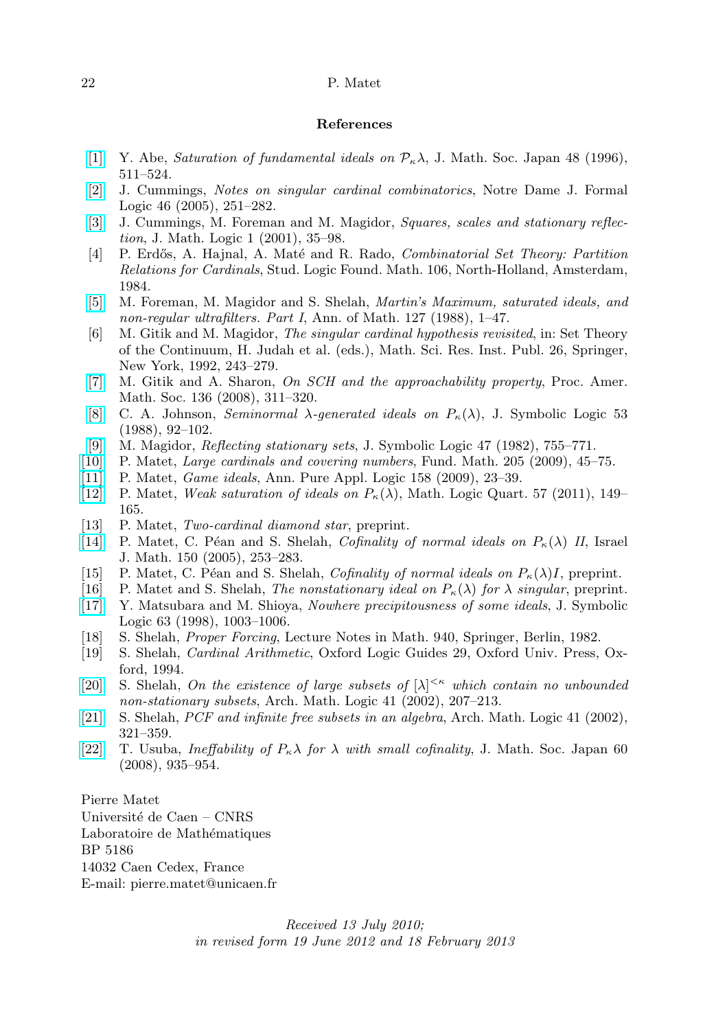## References

[1] Y. Abe, *Saturation of fundamental ideals on $\mathcal{P}_\kappa\lambda$*, J. Math. Soc. Japan 48 (1996), 511–524.

[2] J. Cummings, *Notes on singular cardinal combinatorics*, Notre Dame J. Formal Logic 46 (2005), 251–282.

[3] J. Cummings, M. Foreman and M. Magidor, *Squares, scales and stationary reflection*, J. Math. Logic 1 (2001), 35–98.

[4] P. Erdős, A. Hajnal, A. Maté and R. Rado, *Combinatorial Set Theory: Partition Relations for Cardinals*, Stud. Logic Found. Math. 106, North-Holland, Amsterdam, 1984.

[5] M. Foreman, M. Magidor and S. Shelah, *Martin's Maximum, saturated ideals, and non-regular ultrafilters. Part I*, Ann. of Math. 127 (1988), 1–47.

[6] M. Gitik and M. Magidor, *The singular cardinal hypothesis revisited*, in: Set Theory of the Continuum, H. Judah et al. (eds.), Math. Sci. Res. Inst. Publ. 26, Springer, New York, 1992, 243–279.

[7] M. Gitik and A. Sharon, *On SCH and the approachability property*, Proc. Amer. Math. Soc. 136 (2008), 311–320.

[8] C. A. Johnson, *Seminormal $\lambda$-generated ideals on $P_\kappa(\lambda)$*, J. Symbolic Logic 53 (1988), 92–102.

[9] M. Magidor, *Reflecting stationary sets*, J. Symbolic Logic 47 (1982), 755–771.

[10] P. Matet, *Large cardinals and covering numbers*, Fund. Math. 205 (2009), 45–75.

[11] P. Matet, *Game ideals*, Ann. Pure Appl. Logic 158 (2009), 23–39.

[12] P. Matet, *Weak saturation of ideals on $P_\kappa(\lambda)$*, Math. Logic Quart. 57 (2011), 149–165.

[13] P. Matet, *Two-cardinal diamond star*, preprint.

[14] P. Matet, C. Péan and S. Shelah, *Cofinality of normal ideals on $P_\kappa(\lambda)$ II*, Israel J. Math. 150 (2005), 253–283.

[15] P. Matet, C. Péan and S. Shelah, *Cofinality of normal ideals on $P_\kappa(\lambda)I$*, preprint.

[16] P. Matet and S. Shelah, *The nonstationary ideal on $P_\kappa(\lambda)$ for $\lambda$ singular*, preprint.

[17] Y. Matsubara and M. Shioya, *Nowhere precipitousness of some ideals*, J. Symbolic Logic 63 (1998), 1003–1006.

[18] S. Shelah, *Proper Forcing*, Lecture Notes in Math. 940, Springer, Berlin, 1982.

[19] S. Shelah, *Cardinal Arithmetic*, Oxford Logic Guides 29, Oxford Univ. Press, Oxford, 1994.

[20] S. Shelah, *On the existence of large subsets of $[\lambda]^{<\kappa}$ which contain no unbounded non-stationary subsets*, Arch. Math. Logic 41 (2002), 207–213.

[21] S. Shelah, *PCF and infinite free subsets in an algebra*, Arch. Math. Logic 41 (2002), 321–359.

[22] T. Usuba, *Ineffability of $P_\kappa\lambda$ for $\lambda$ with small cofinality*, J. Math. Soc. Japan 60 (2008), 935–954.

Pierre Matet
Université de Caen – CNRS
Laboratoire de Mathématiques
BP 5186
14032 Caen Cedex, France
E-mail: pierre.matet@unicaen.fr

*Received 13 July 2010;*
*in revised form 19 June 2012 and 18 February 2013*